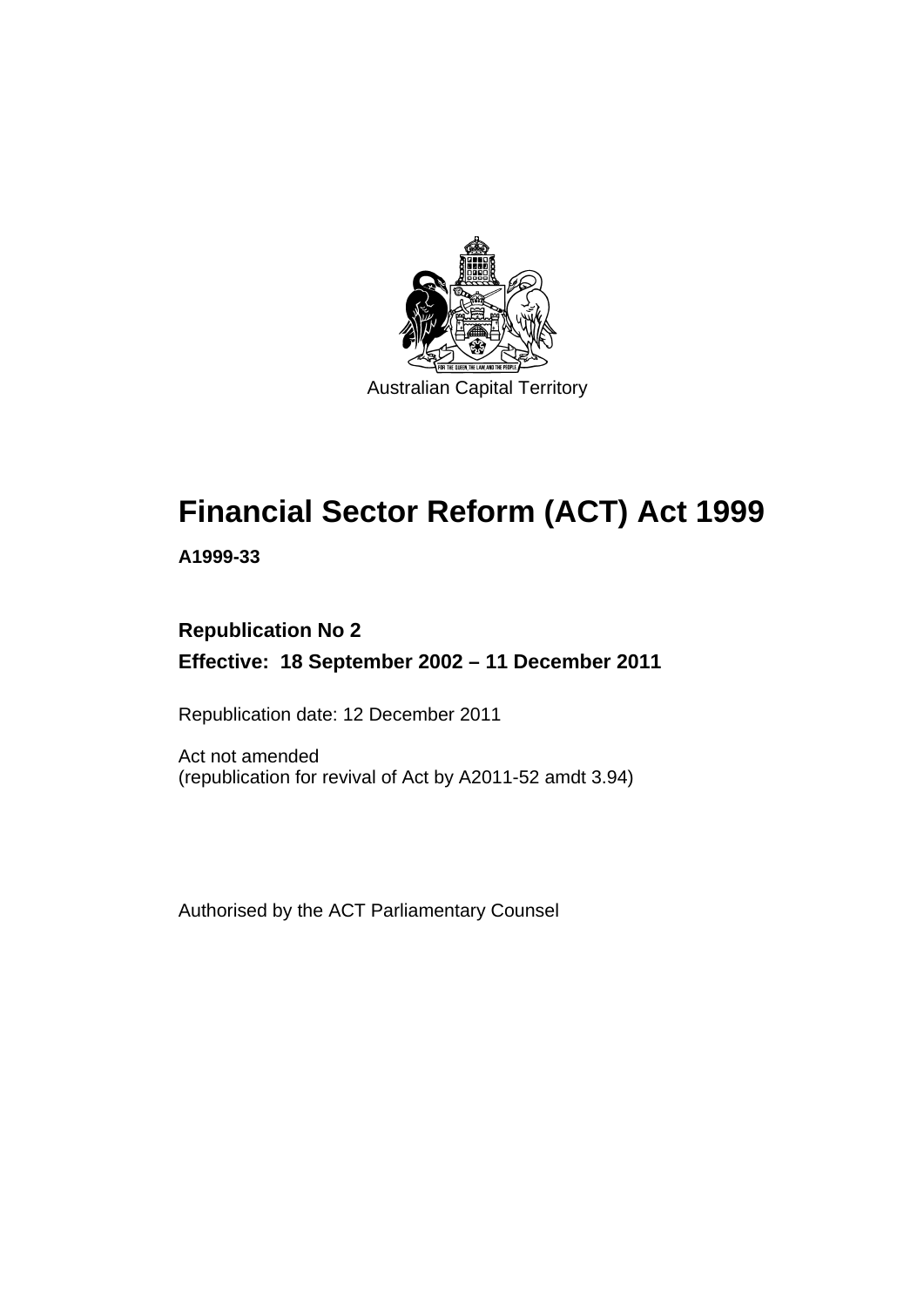Australian Capital Territory

# Financial Sector Reform (ACT) Act 1999

**A1999-33**

**Republication No 2**

**Effective: 18 September 2002 – 11 December 2011**

Republication date: 12 December 2011

Act not amended
(republication for revival of Act by A2011-52 amdt 3.94)

Authorised by the ACT Parliamentary Counsel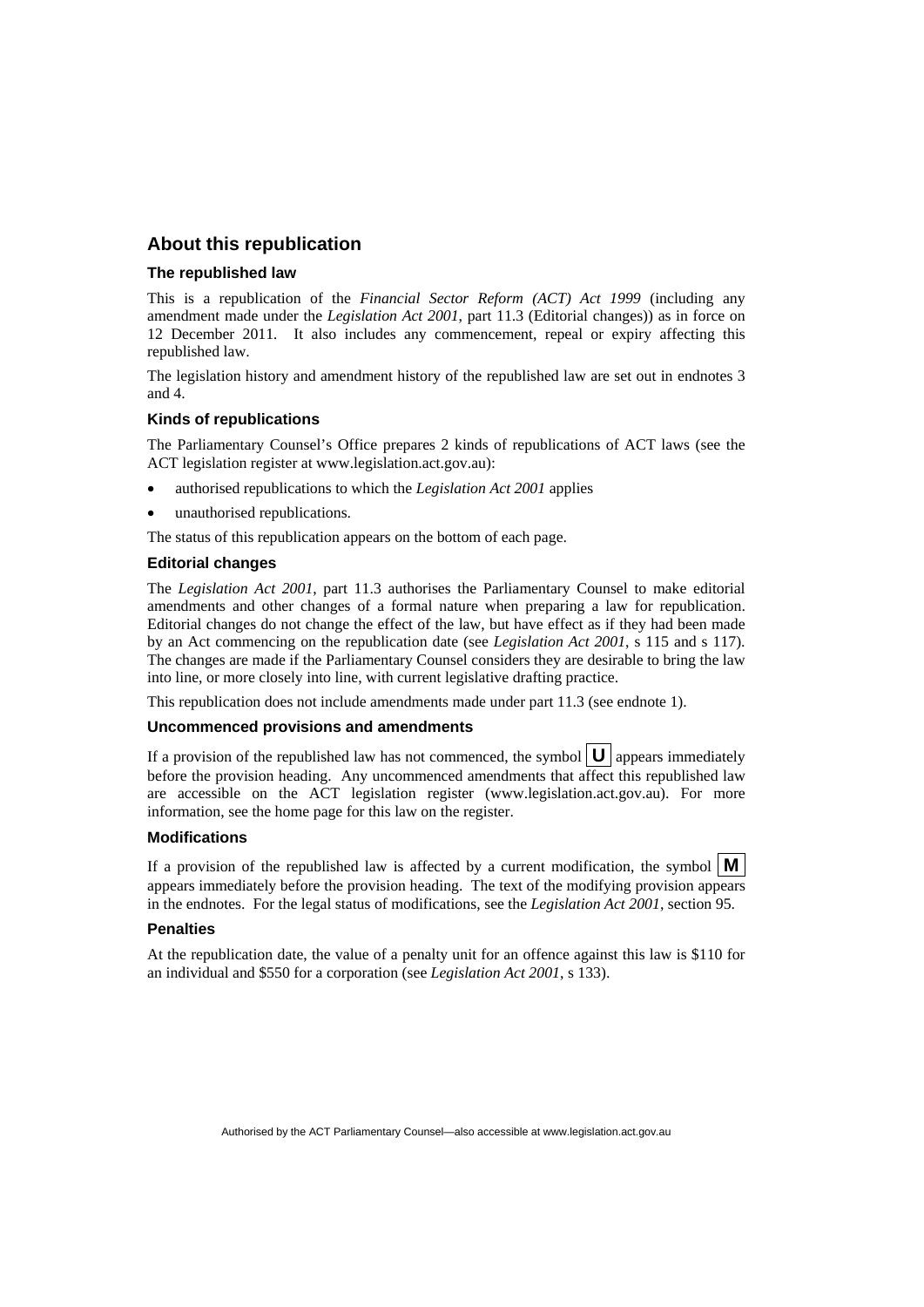## About this republication

### The republished law

This is a republication of the *Financial Sector Reform (ACT) Act 1999* (including any amendment made under the *Legislation Act 2001*, part 11.3 (Editorial changes)) as in force on 12 December 2011. It also includes any commencement, repeal or expiry affecting this republished law.

The legislation history and amendment history of the republished law are set out in endnotes 3 and 4.

### Kinds of republications

The Parliamentary Counsel's Office prepares 2 kinds of republications of ACT laws (see the ACT legislation register at www.legislation.act.gov.au):

- authorised republications to which the *Legislation Act 2001* applies
- unauthorised republications.

The status of this republication appears on the bottom of each page.

### Editorial changes

The *Legislation Act 2001*, part 11.3 authorises the Parliamentary Counsel to make editorial amendments and other changes of a formal nature when preparing a law for republication. Editorial changes do not change the effect of the law, but have effect as if they had been made by an Act commencing on the republication date (see *Legislation Act 2001*, s 115 and s 117). The changes are made if the Parliamentary Counsel considers they are desirable to bring the law into line, or more closely into line, with current legislative drafting practice.

This republication does not include amendments made under part 11.3 (see endnote 1).

### Uncommenced provisions and amendments

If a provision of the republished law has not commenced, the symbol **U** appears immediately before the provision heading. Any uncommenced amendments that affect this republished law are accessible on the ACT legislation register (www.legislation.act.gov.au). For more information, see the home page for this law on the register.

### Modifications

If a provision of the republished law is affected by a current modification, the symbol **M** appears immediately before the provision heading. The text of the modifying provision appears in the endnotes. For the legal status of modifications, see the *Legislation Act 2001*, section 95.

### Penalties

At the republication date, the value of a penalty unit for an offence against this law is $110 for an individual and $550 for a corporation (see *Legislation Act 2001*, s 133).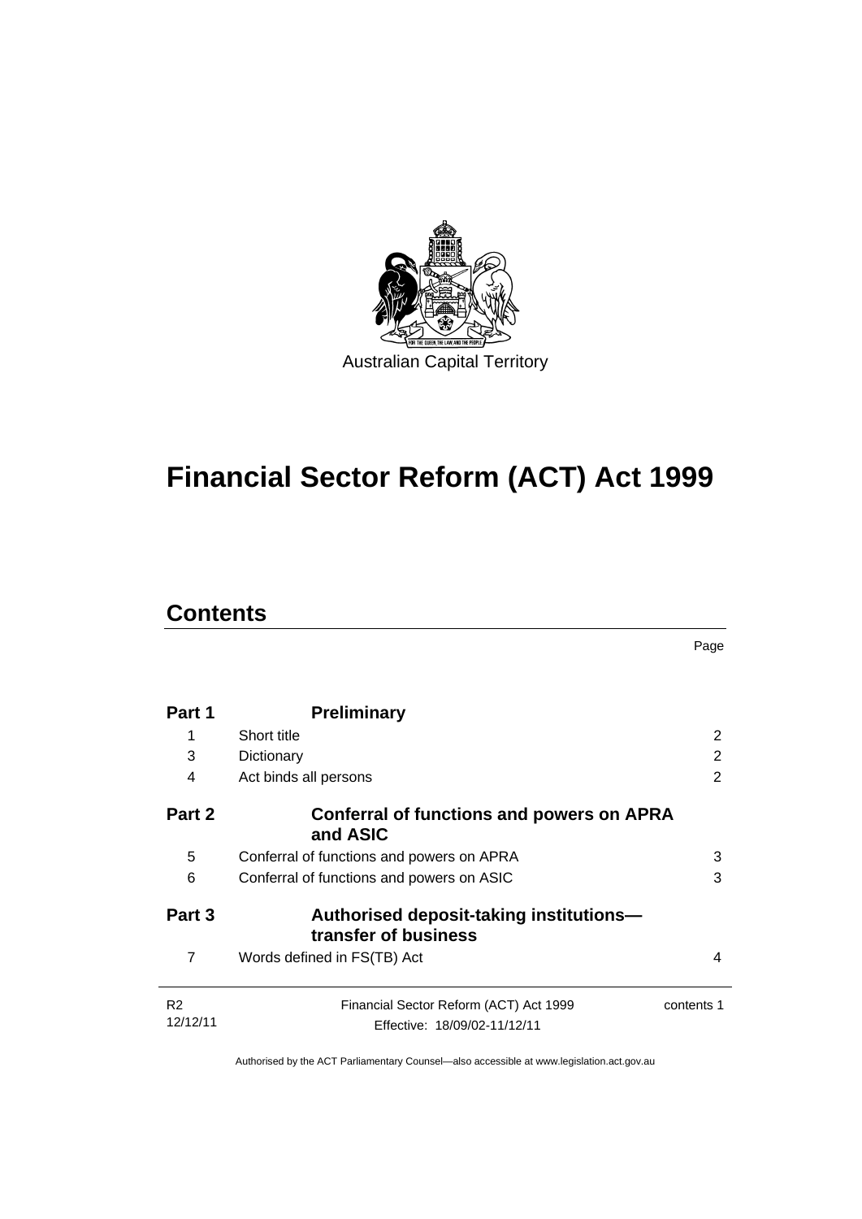Australian Capital Territory

# Financial Sector Reform (ACT) Act 1999

## Contents

| | | Page |
|---|---|---|
| **Part 1** | **Preliminary** | |
| 1 | Short title | 2 |
| 3 | Dictionary | 2 |
| 4 | Act binds all persons | 2 |
| **Part 2** | **Conferral of functions and powers on APRA and ASIC** | |
| 5 | Conferral of functions and powers on APRA | 3 |
| 6 | Conferral of functions and powers on ASIC | 3 |
| **Part 3** | **Authorised deposit-taking institutions—transfer of business** | |
| 7 | Words defined in FS(TB) Act | 4 |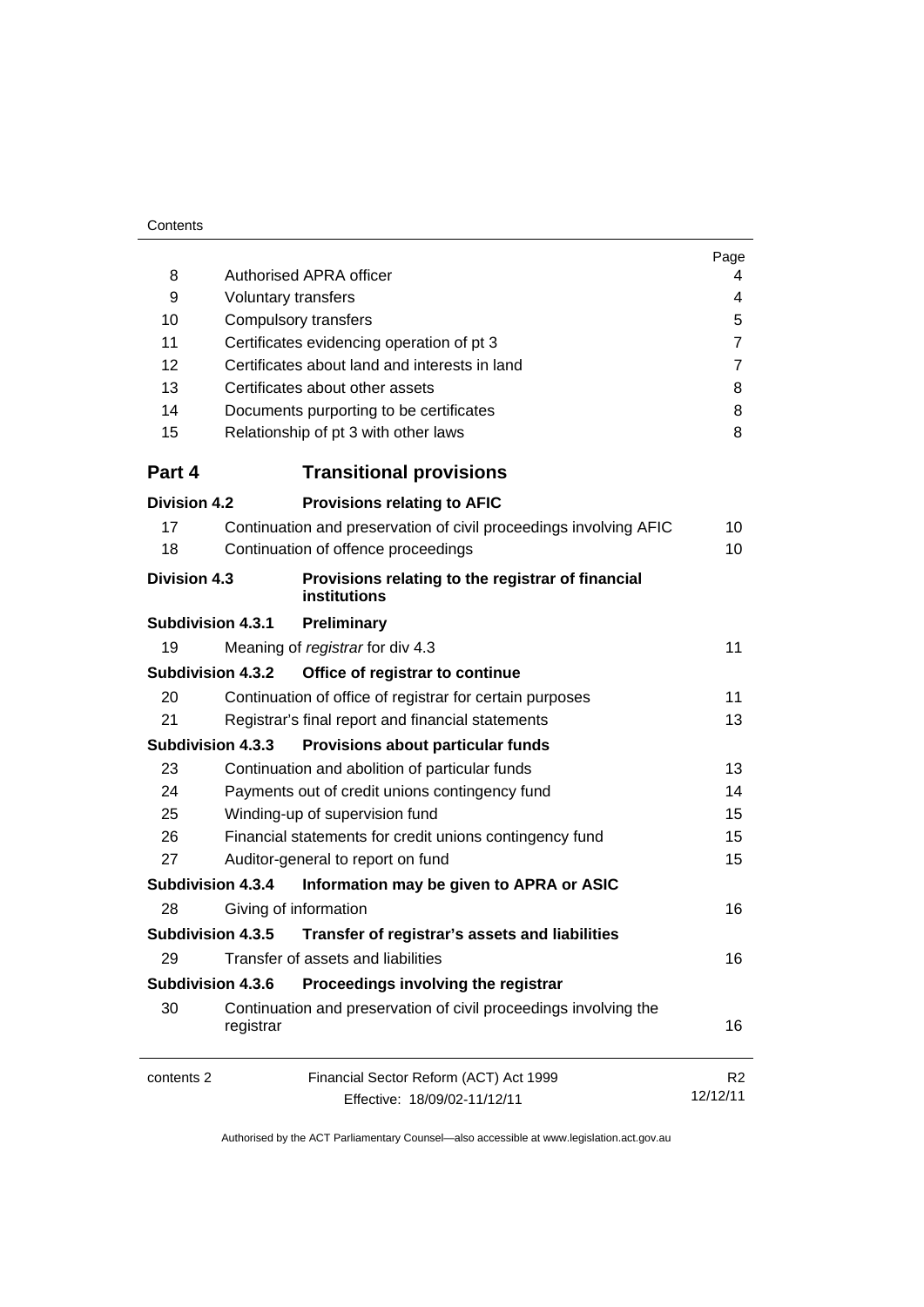| | | Page |
|---|---|---|
| 8 | Authorised APRA officer | 4 |
| 9 | Voluntary transfers | 4 |
| 10 | Compulsory transfers | 5 |
| 11 | Certificates evidencing operation of pt 3 | 7 |
| 12 | Certificates about land and interests in land | 7 |
| 13 | Certificates about other assets | 8 |
| 14 | Documents purporting to be certificates | 8 |
| 15 | Relationship of pt 3 with other laws | 8 |

## Part 4 Transitional provisions

**Division 4.2 Provisions relating to AFIC**

| | | |
|---|---|---|
| 17 | Continuation and preservation of civil proceedings involving AFIC | 10 |
| 18 | Continuation of offence proceedings | 10 |

**Division 4.3 Provisions relating to the registrar of financial institutions**

**Subdivision 4.3.1 Preliminary**

| | | |
|---|---|---|
| 19 | Meaning of *registrar* for div 4.3 | 11 |

**Subdivision 4.3.2 Office of registrar to continue**

| | | |
|---|---|---|
| 20 | Continuation of office of registrar for certain purposes | 11 |
| 21 | Registrar's final report and financial statements | 13 |

**Subdivision 4.3.3 Provisions about particular funds**

| | | |
|---|---|---|
| 23 | Continuation and abolition of particular funds | 13 |
| 24 | Payments out of credit unions contingency fund | 14 |
| 25 | Winding-up of supervision fund | 15 |
| 26 | Financial statements for credit unions contingency fund | 15 |
| 27 | Auditor-general to report on fund | 15 |

**Subdivision 4.3.4 Information may be given to APRA or ASIC**

| | | |
|---|---|---|
| 28 | Giving of information | 16 |

**Subdivision 4.3.5 Transfer of registrar's assets and liabilities**

| | | |
|---|---|---|
| 29 | Transfer of assets and liabilities | 16 |

**Subdivision 4.3.6 Proceedings involving the registrar**

| | | |
|---|---|---|
| 30 | Continuation and preservation of civil proceedings involving the registrar | 16 |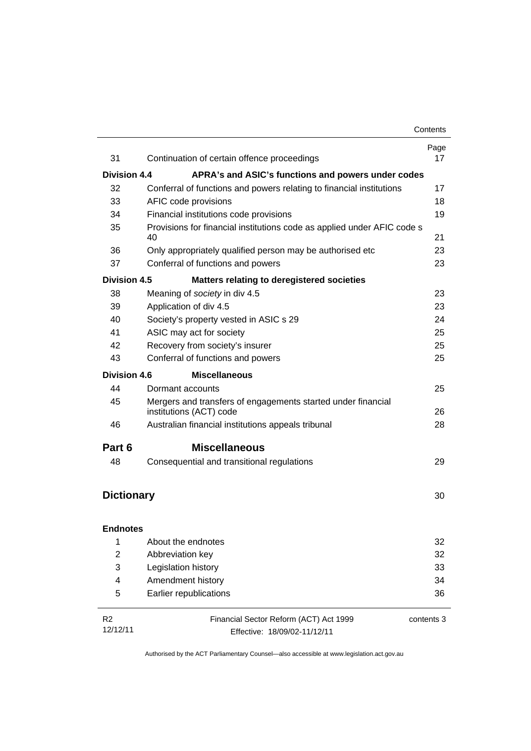| | | Page |
|---|---|---|
| 31 | Continuation of certain offence proceedings | 17 |
| **Division 4.4** | **APRA's and ASIC's functions and powers under codes** | |
| 32 | Conferral of functions and powers relating to financial institutions | 17 |
| 33 | AFIC code provisions | 18 |
| 34 | Financial institutions code provisions | 19 |
| 35 | Provisions for financial institutions code as applied under AFIC code s 40 | 21 |
| 36 | Only appropriately qualified person may be authorised etc | 23 |
| 37 | Conferral of functions and powers | 23 |
| **Division 4.5** | **Matters relating to deregistered societies** | |
| 38 | Meaning of *society* in div 4.5 | 23 |
| 39 | Application of div 4.5 | 23 |
| 40 | Society's property vested in ASIC s 29 | 24 |
| 41 | ASIC may act for society | 25 |
| 42 | Recovery from society's insurer | 25 |
| 43 | Conferral of functions and powers | 25 |
| **Division 4.6** | **Miscellaneous** | |
| 44 | Dormant accounts | 25 |
| 45 | Mergers and transfers of engagements started under financial institutions (ACT) code | 26 |
| 46 | Australian financial institutions appeals tribunal | 28 |
| **Part 6** | **Miscellaneous** | |
| 48 | Consequential and transitional regulations | 29 |
| **Dictionary** | | 30 |
| **Endnotes** | | |
| 1 | About the endnotes | 32 |
| 2 | Abbreviation key | 32 |
| 3 | Legislation history | 33 |
| 4 | Amendment history | 34 |
| 5 | Earlier republications | 36 |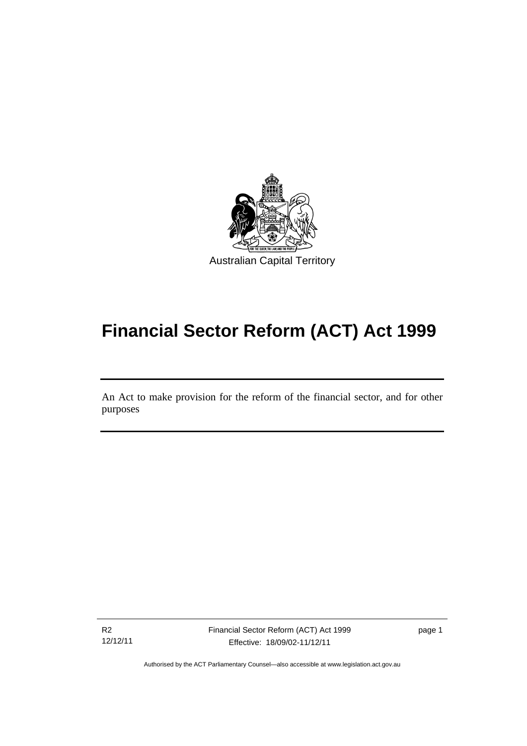Australian Capital Territory

# Financial Sector Reform (ACT) Act 1999

An Act to make provision for the reform of the financial sector, and for other purposes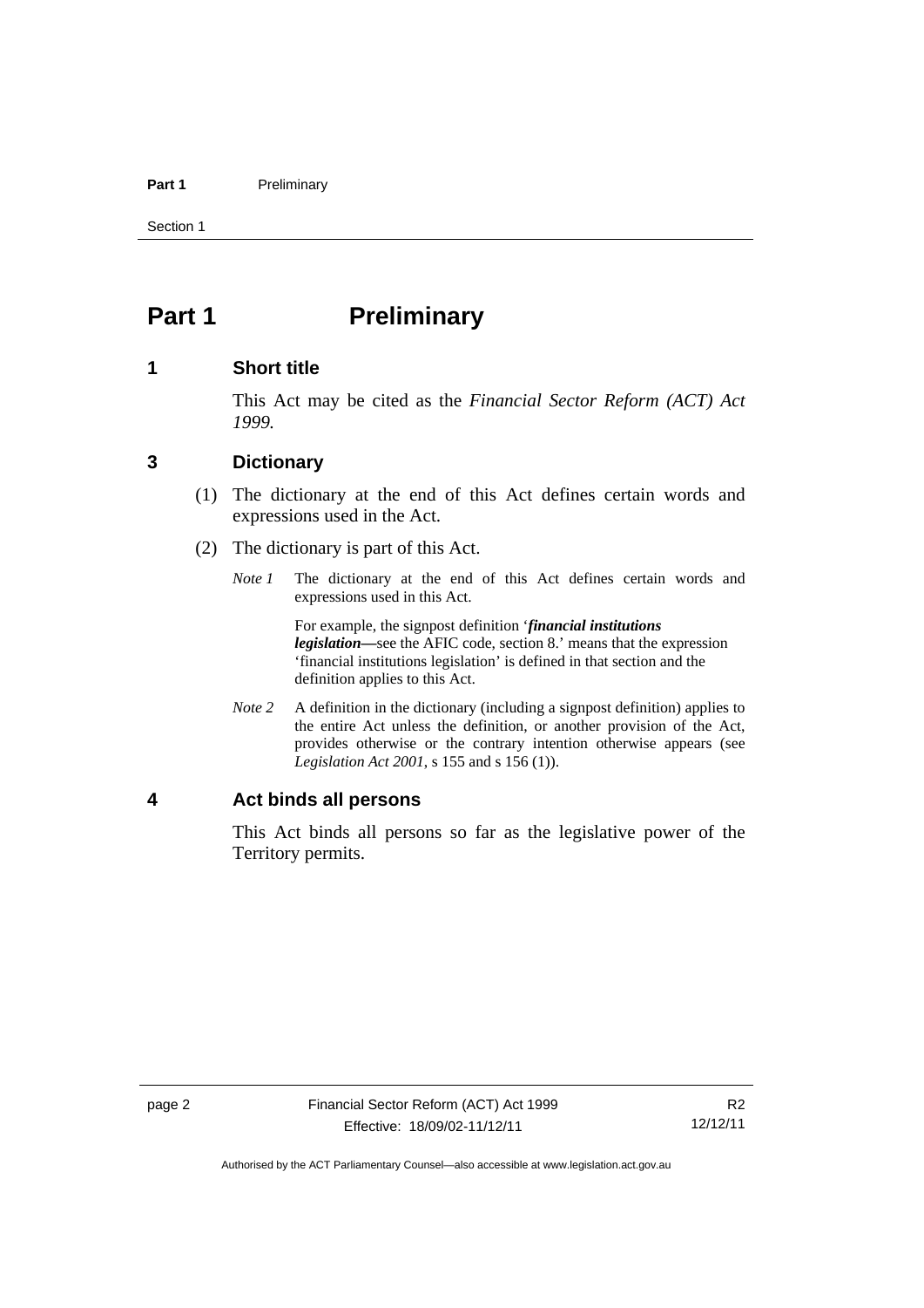# Part 1 Preliminary

## 1 Short title

This Act may be cited as the *Financial Sector Reform (ACT) Act 1999.*

## 3 Dictionary

(1) The dictionary at the end of this Act defines certain words and expressions used in the Act.

(2) The dictionary is part of this Act.

*Note 1* The dictionary at the end of this Act defines certain words and expressions used in this Act.

For example, the signpost definition '***financial institutions legislation***—see the AFIC code, section 8.' means that the expression 'financial institutions legislation' is defined in that section and the definition applies to this Act.

*Note 2* A definition in the dictionary (including a signpost definition) applies to the entire Act unless the definition, or another provision of the Act, provides otherwise or the contrary intention otherwise appears (see *Legislation Act 2001*, s 155 and s 156 (1)).

## 4 Act binds all persons

This Act binds all persons so far as the legislative power of the Territory permits.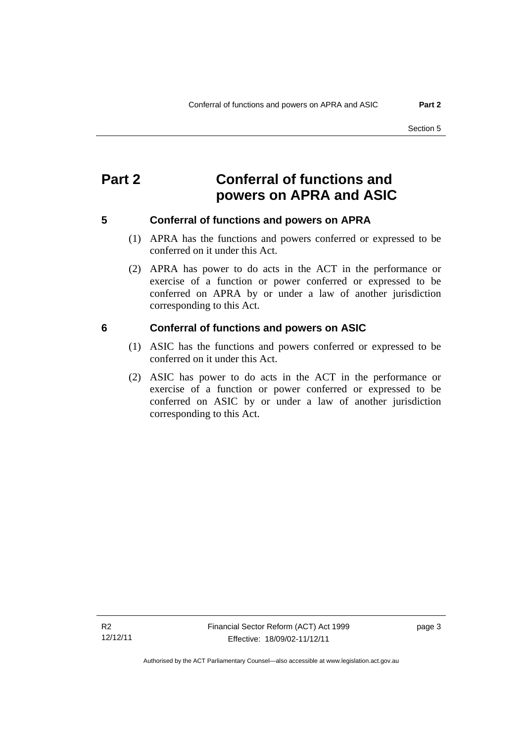# Part 2 Conferral of functions and powers on APRA and ASIC

## 5 Conferral of functions and powers on APRA

(1) APRA has the functions and powers conferred or expressed to be conferred on it under this Act.

(2) APRA has power to do acts in the ACT in the performance or exercise of a function or power conferred or expressed to be conferred on APRA by or under a law of another jurisdiction corresponding to this Act.

## 6 Conferral of functions and powers on ASIC

(1) ASIC has the functions and powers conferred or expressed to be conferred on it under this Act.

(2) ASIC has power to do acts in the ACT in the performance or exercise of a function or power conferred or expressed to be conferred on ASIC by or under a law of another jurisdiction corresponding to this Act.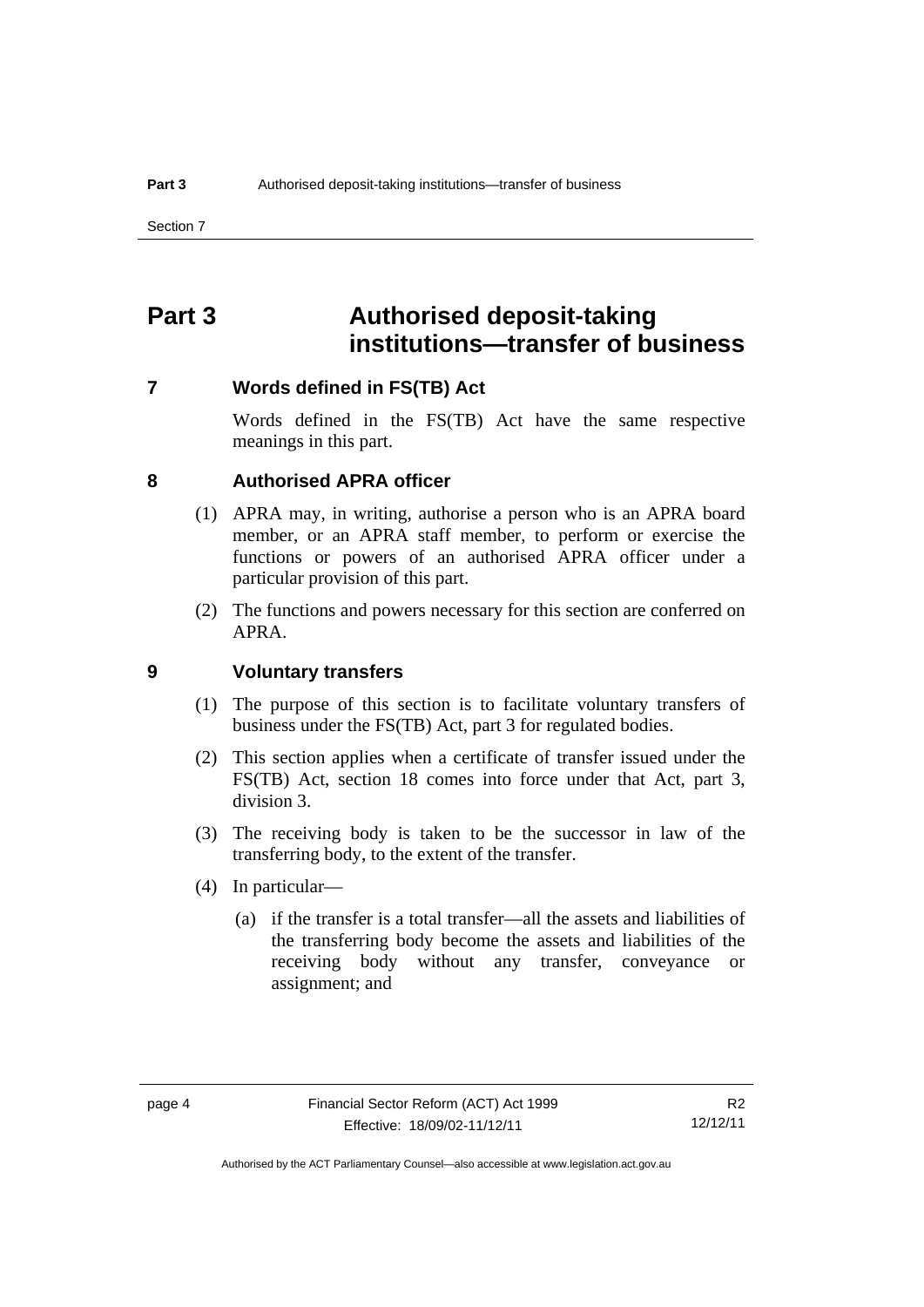# Part 3 Authorised deposit-taking institutions—transfer of business

## 7 Words defined in FS(TB) Act

Words defined in the FS(TB) Act have the same respective meanings in this part.

## 8 Authorised APRA officer

(1) APRA may, in writing, authorise a person who is an APRA board member, or an APRA staff member, to perform or exercise the functions or powers of an authorised APRA officer under a particular provision of this part.

(2) The functions and powers necessary for this section are conferred on APRA.

## 9 Voluntary transfers

(1) The purpose of this section is to facilitate voluntary transfers of business under the FS(TB) Act, part 3 for regulated bodies.

(2) This section applies when a certificate of transfer issued under the FS(TB) Act, section 18 comes into force under that Act, part 3, division 3.

(3) The receiving body is taken to be the successor in law of the transferring body, to the extent of the transfer.

(4) In particular—

(a) if the transfer is a total transfer—all the assets and liabilities of the transferring body become the assets and liabilities of the receiving body without any transfer, conveyance or assignment; and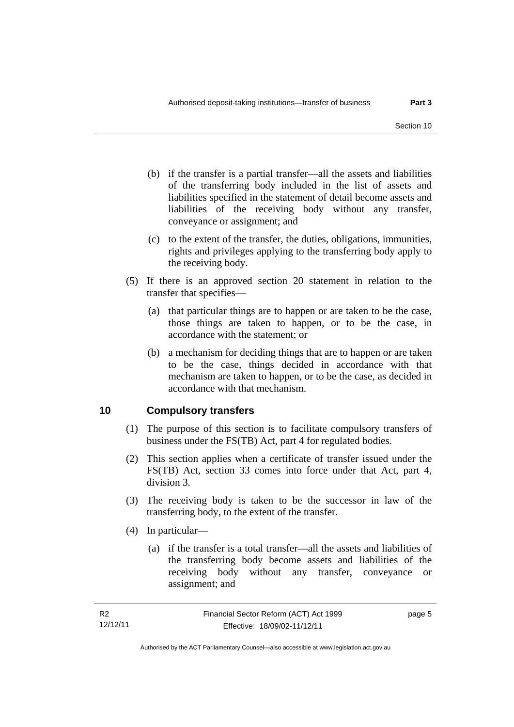(b) if the transfer is a partial transfer—all the assets and liabilities of the transferring body included in the list of assets and liabilities specified in the statement of detail become assets and liabilities of the receiving body without any transfer, conveyance or assignment; and

(c) to the extent of the transfer, the duties, obligations, immunities, rights and privileges applying to the transferring body apply to the receiving body.

(5) If there is an approved section 20 statement in relation to the transfer that specifies—

(a) that particular things are to happen or are taken to be the case, those things are taken to happen, or to be the case, in accordance with the statement; or

(b) a mechanism for deciding things that are to happen or are taken to be the case, things decided in accordance with that mechanism are taken to happen, or to be the case, as decided in accordance with that mechanism.

## 10 Compulsory transfers

(1) The purpose of this section is to facilitate compulsory transfers of business under the FS(TB) Act, part 4 for regulated bodies.

(2) This section applies when a certificate of transfer issued under the FS(TB) Act, section 33 comes into force under that Act, part 4, division 3.

(3) The receiving body is taken to be the successor in law of the transferring body, to the extent of the transfer.

(4) In particular—

(a) if the transfer is a total transfer—all the assets and liabilities of the transferring body become assets and liabilities of the receiving body without any transfer, conveyance or assignment; and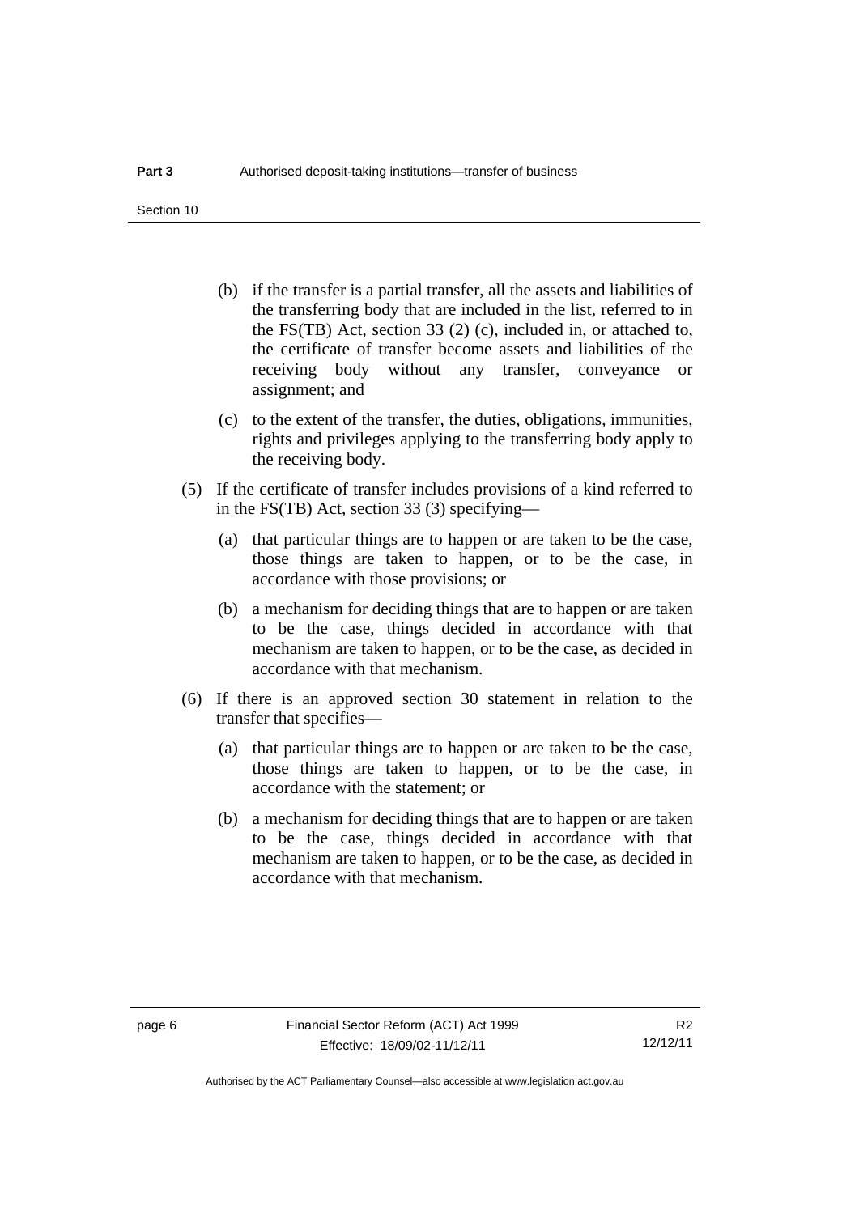(b) if the transfer is a partial transfer, all the assets and liabilities of the transferring body that are included in the list, referred to in the FS(TB) Act, section 33 (2) (c), included in, or attached to, the certificate of transfer become assets and liabilities of the receiving body without any transfer, conveyance or assignment; and

(c) to the extent of the transfer, the duties, obligations, immunities, rights and privileges applying to the transferring body apply to the receiving body.

(5) If the certificate of transfer includes provisions of a kind referred to in the FS(TB) Act, section 33 (3) specifying—

(a) that particular things are to happen or are taken to be the case, those things are taken to happen, or to be the case, in accordance with those provisions; or

(b) a mechanism for deciding things that are to happen or are taken to be the case, things decided in accordance with that mechanism are taken to happen, or to be the case, as decided in accordance with that mechanism.

(6) If there is an approved section 30 statement in relation to the transfer that specifies—

(a) that particular things are to happen or are taken to be the case, those things are taken to happen, or to be the case, in accordance with the statement; or

(b) a mechanism for deciding things that are to happen or are taken to be the case, things decided in accordance with that mechanism are taken to happen, or to be the case, as decided in accordance with that mechanism.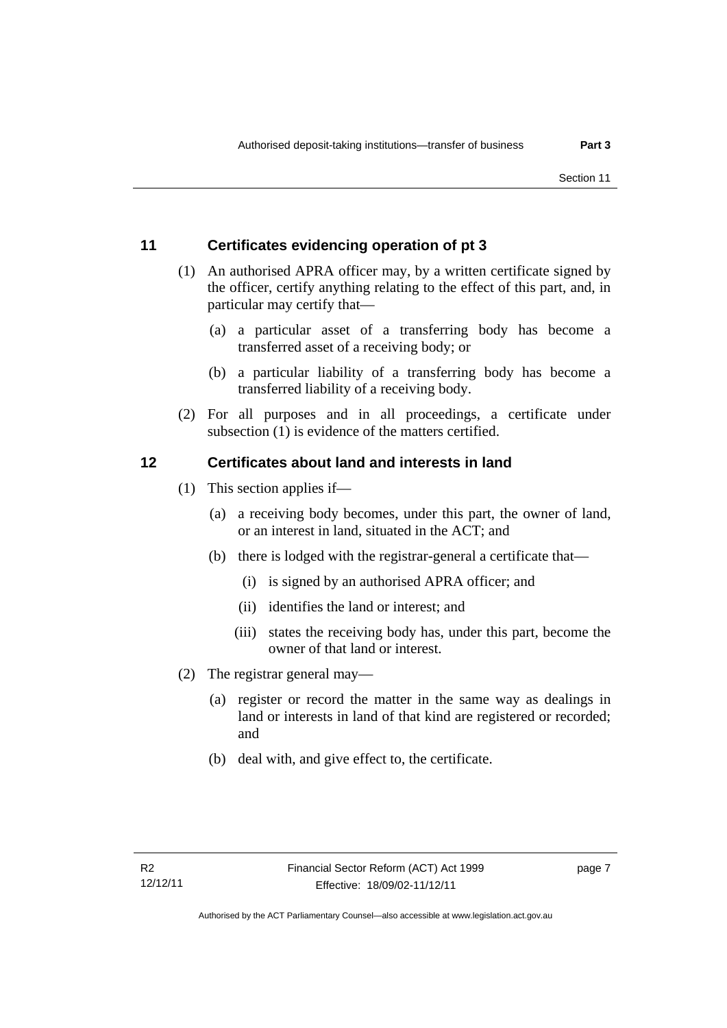## 11 Certificates evidencing operation of pt 3

(1) An authorised APRA officer may, by a written certificate signed by the officer, certify anything relating to the effect of this part, and, in particular may certify that—

(a) a particular asset of a transferring body has become a transferred asset of a receiving body; or

(b) a particular liability of a transferring body has become a transferred liability of a receiving body.

(2) For all purposes and in all proceedings, a certificate under subsection (1) is evidence of the matters certified.

## 12 Certificates about land and interests in land

(1) This section applies if—

(a) a receiving body becomes, under this part, the owner of land, or an interest in land, situated in the ACT; and

(b) there is lodged with the registrar-general a certificate that—

(i) is signed by an authorised APRA officer; and

(ii) identifies the land or interest; and

(iii) states the receiving body has, under this part, become the owner of that land or interest.

(2) The registrar general may—

(a) register or record the matter in the same way as dealings in land or interests in land of that kind are registered or recorded; and

(b) deal with, and give effect to, the certificate.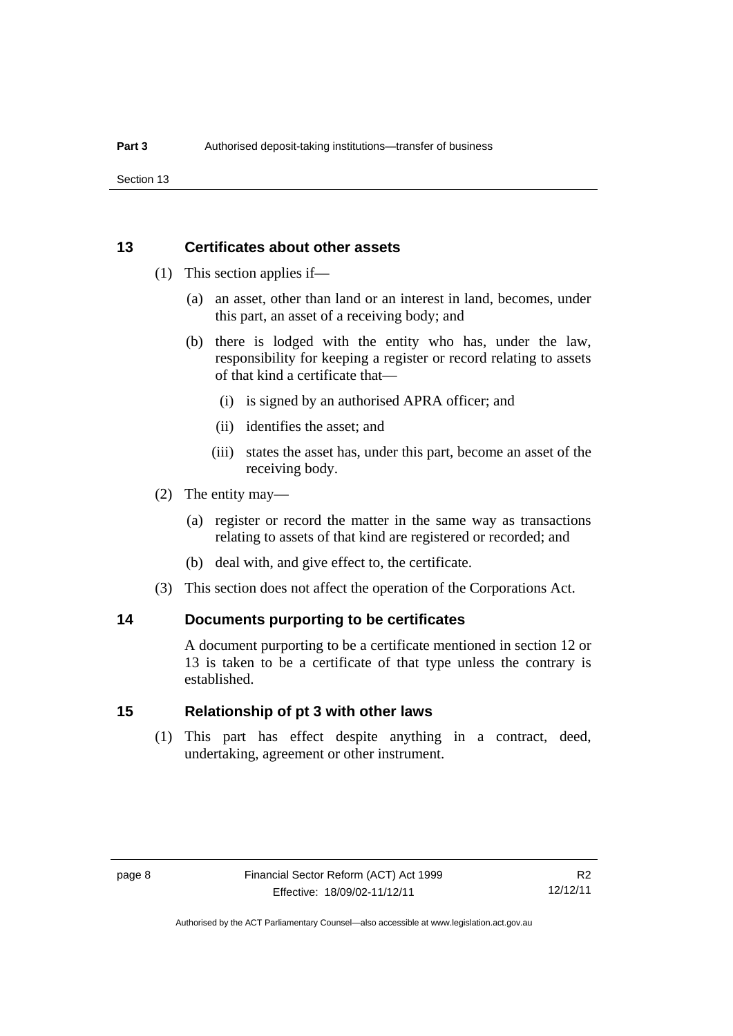## 13 Certificates about other assets

(1) This section applies if—

(a) an asset, other than land or an interest in land, becomes, under this part, an asset of a receiving body; and

(b) there is lodged with the entity who has, under the law, responsibility for keeping a register or record relating to assets of that kind a certificate that—

(i) is signed by an authorised APRA officer; and

(ii) identifies the asset; and

(iii) states the asset has, under this part, become an asset of the receiving body.

(2) The entity may—

(a) register or record the matter in the same way as transactions relating to assets of that kind are registered or recorded; and

(b) deal with, and give effect to, the certificate.

(3) This section does not affect the operation of the Corporations Act.

## 14 Documents purporting to be certificates

A document purporting to be a certificate mentioned in section 12 or 13 is taken to be a certificate of that type unless the contrary is established.

## 15 Relationship of pt 3 with other laws

(1) This part has effect despite anything in a contract, deed, undertaking, agreement or other instrument.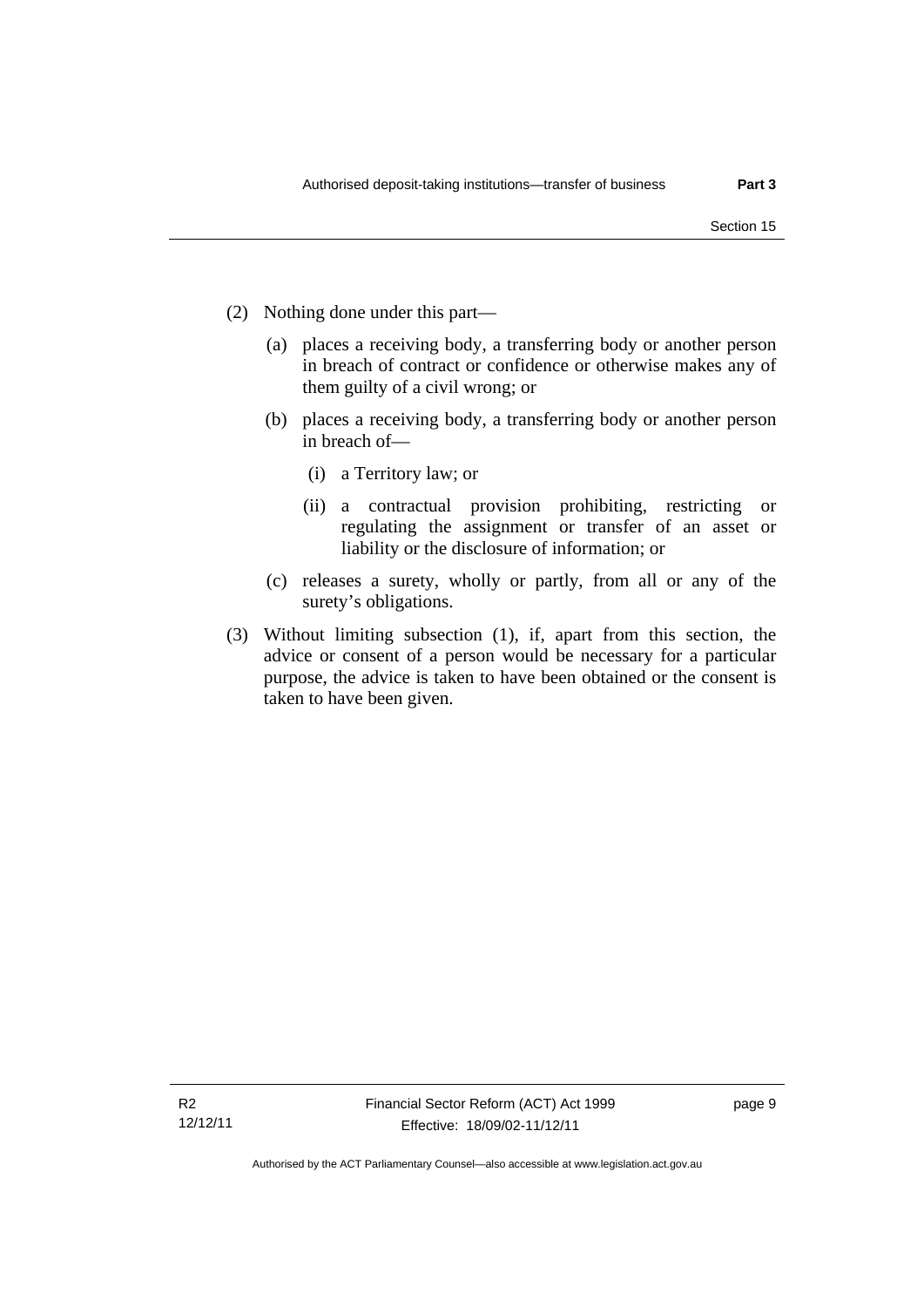(2) Nothing done under this part—

  (a) places a receiving body, a transferring body or another person in breach of contract or confidence or otherwise makes any of them guilty of a civil wrong; or

  (b) places a receiving body, a transferring body or another person in breach of—

    (i) a Territory law; or

    (ii) a contractual provision prohibiting, restricting or regulating the assignment or transfer of an asset or liability or the disclosure of information; or

  (c) releases a surety, wholly or partly, from all or any of the surety's obligations.

(3) Without limiting subsection (1), if, apart from this section, the advice or consent of a person would be necessary for a particular purpose, the advice is taken to have been obtained or the consent is taken to have been given.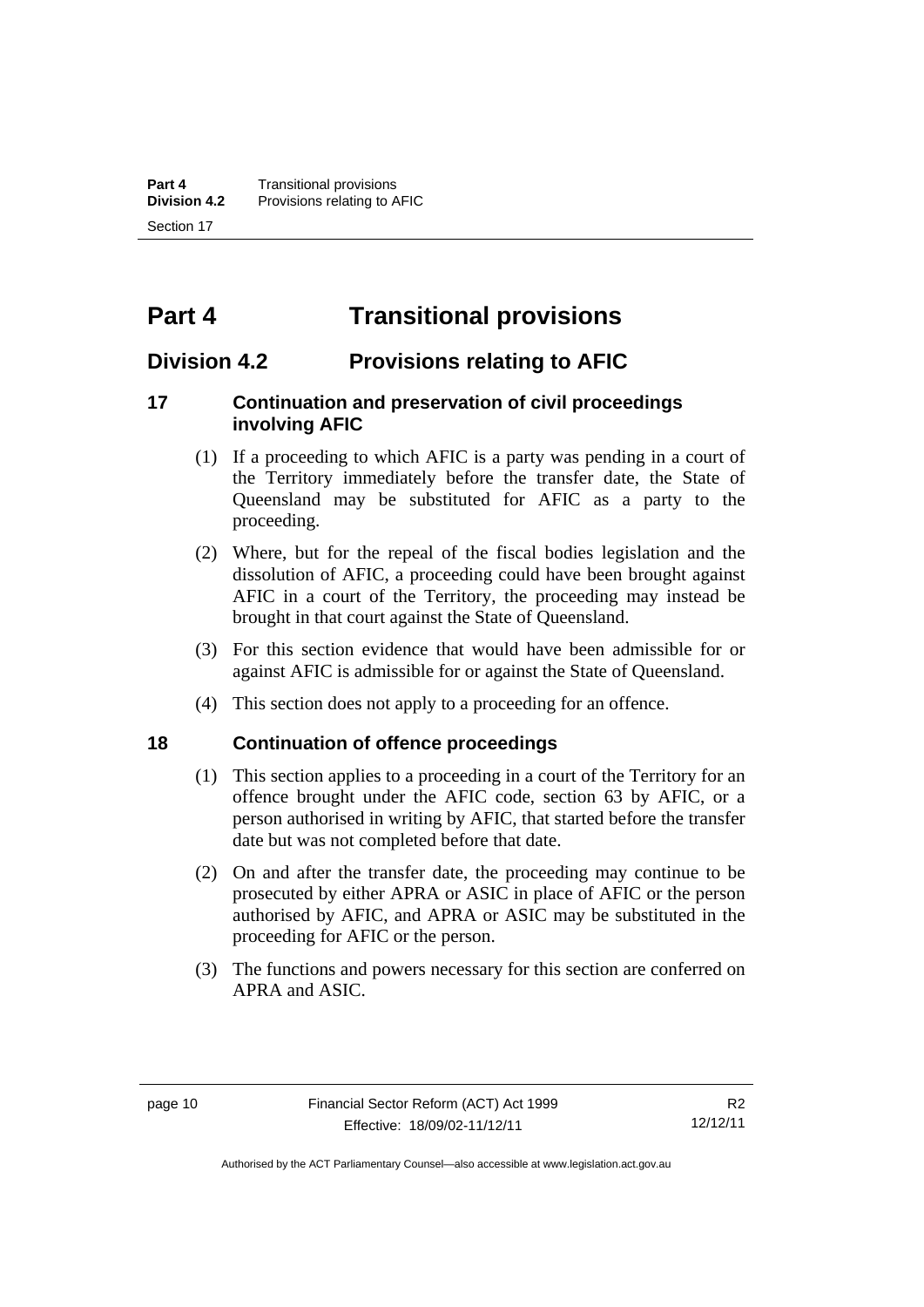# Part 4 Transitional provisions

## Division 4.2 Provisions relating to AFIC

### 17 Continuation and preservation of civil proceedings involving AFIC

(1) If a proceeding to which AFIC is a party was pending in a court of the Territory immediately before the transfer date, the State of Queensland may be substituted for AFIC as a party to the proceeding.

(2) Where, but for the repeal of the fiscal bodies legislation and the dissolution of AFIC, a proceeding could have been brought against AFIC in a court of the Territory, the proceeding may instead be brought in that court against the State of Queensland.

(3) For this section evidence that would have been admissible for or against AFIC is admissible for or against the State of Queensland.

(4) This section does not apply to a proceeding for an offence.

### 18 Continuation of offence proceedings

(1) This section applies to a proceeding in a court of the Territory for an offence brought under the AFIC code, section 63 by AFIC, or a person authorised in writing by AFIC, that started before the transfer date but was not completed before that date.

(2) On and after the transfer date, the proceeding may continue to be prosecuted by either APRA or ASIC in place of AFIC or the person authorised by AFIC, and APRA or ASIC may be substituted in the proceeding for AFIC or the person.

(3) The functions and powers necessary for this section are conferred on APRA and ASIC.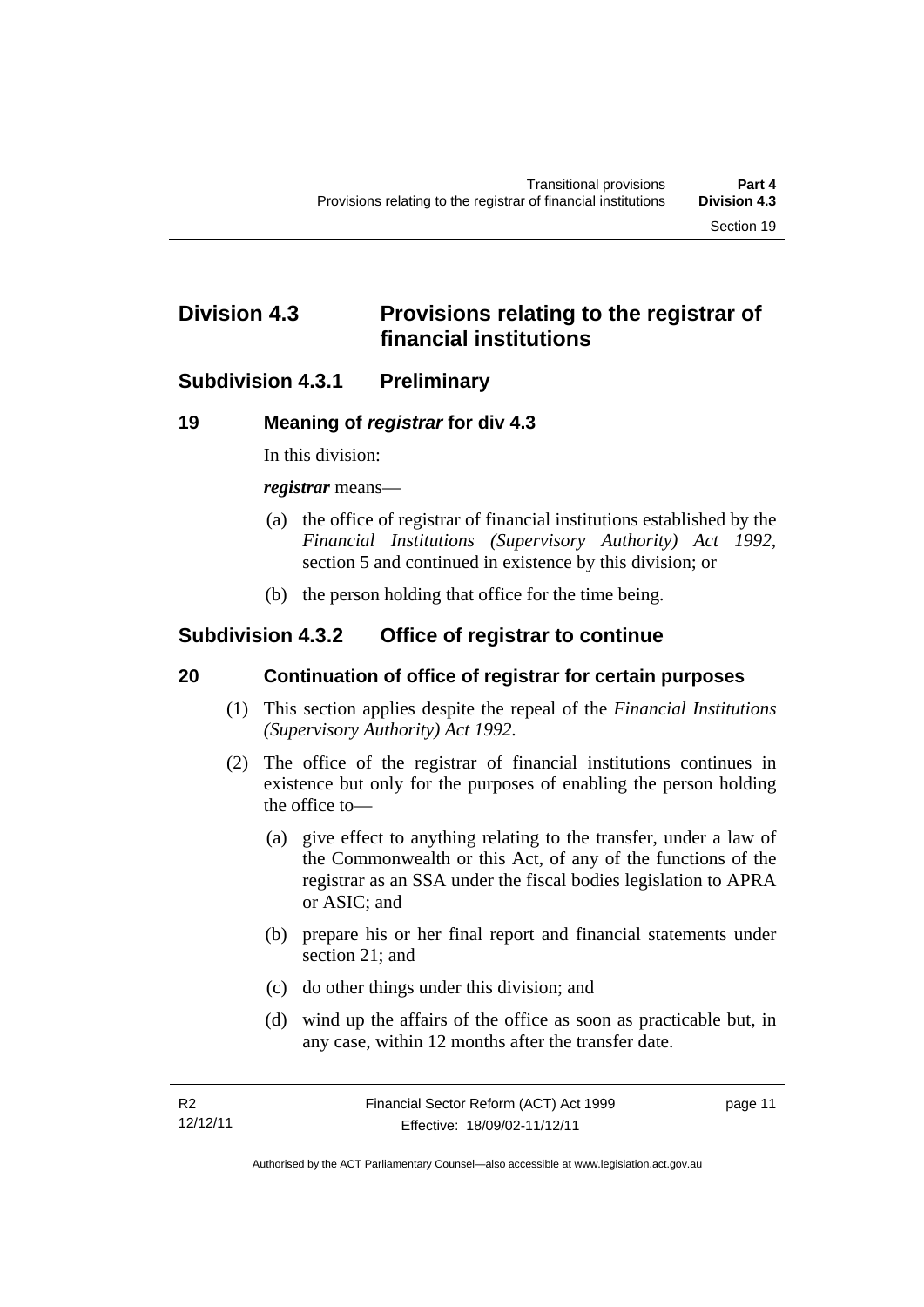# Division 4.3 Provisions relating to the registrar of financial institutions

## Subdivision 4.3.1 Preliminary

### 19 Meaning of *registrar* for div 4.3

In this division:

***registrar*** means—

(a) the office of registrar of financial institutions established by the *Financial Institutions (Supervisory Authority) Act 1992*, section 5 and continued in existence by this division; or

(b) the person holding that office for the time being.

## Subdivision 4.3.2 Office of registrar to continue

### 20 Continuation of office of registrar for certain purposes

(1) This section applies despite the repeal of the *Financial Institutions (Supervisory Authority) Act 1992*.

(2) The office of the registrar of financial institutions continues in existence but only for the purposes of enabling the person holding the office to—

(a) give effect to anything relating to the transfer, under a law of the Commonwealth or this Act, of any of the functions of the registrar as an SSA under the fiscal bodies legislation to APRA or ASIC; and

(b) prepare his or her final report and financial statements under section 21; and

(c) do other things under this division; and

(d) wind up the affairs of the office as soon as practicable but, in any case, within 12 months after the transfer date.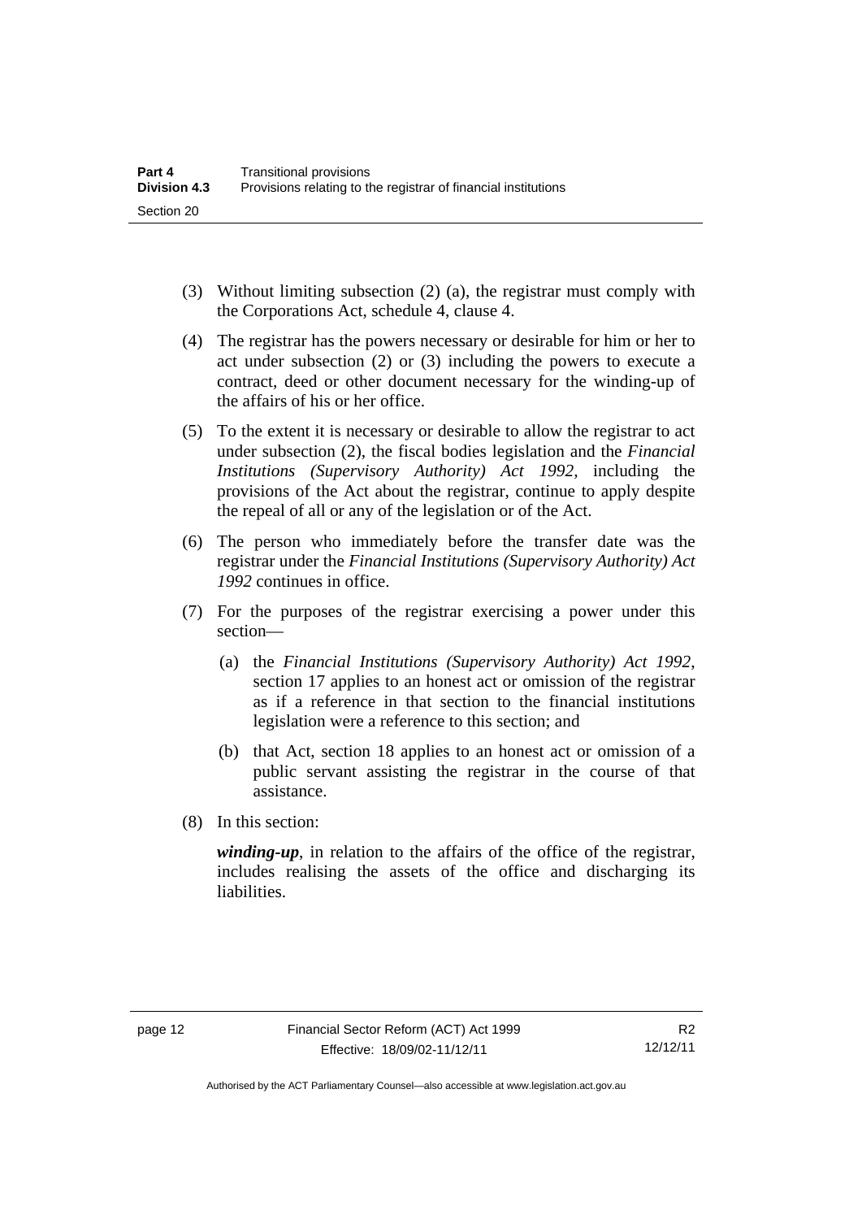(3) Without limiting subsection (2) (a), the registrar must comply with the Corporations Act, schedule 4, clause 4.

(4) The registrar has the powers necessary or desirable for him or her to act under subsection (2) or (3) including the powers to execute a contract, deed or other document necessary for the winding-up of the affairs of his or her office.

(5) To the extent it is necessary or desirable to allow the registrar to act under subsection (2), the fiscal bodies legislation and the *Financial Institutions (Supervisory Authority) Act 1992*, including the provisions of the Act about the registrar, continue to apply despite the repeal of all or any of the legislation or of the Act.

(6) The person who immediately before the transfer date was the registrar under the *Financial Institutions (Supervisory Authority) Act 1992* continues in office.

(7) For the purposes of the registrar exercising a power under this section—

  (a) the *Financial Institutions (Supervisory Authority) Act 1992*, section 17 applies to an honest act or omission of the registrar as if a reference in that section to the financial institutions legislation were a reference to this section; and

  (b) that Act, section 18 applies to an honest act or omission of a public servant assisting the registrar in the course of that assistance.

(8) In this section:

***winding-up***, in relation to the affairs of the office of the registrar, includes realising the assets of the office and discharging its liabilities.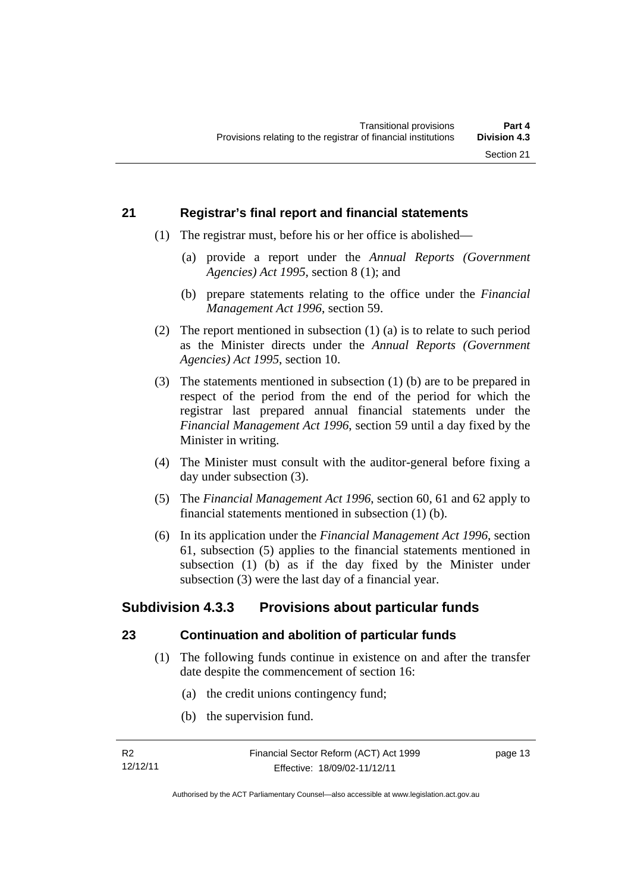## 21 Registrar's final report and financial statements

(1) The registrar must, before his or her office is abolished—

(a) provide a report under the *Annual Reports (Government Agencies) Act 1995*, section 8 (1); and

(b) prepare statements relating to the office under the *Financial Management Act 1996*, section 59.

(2) The report mentioned in subsection (1) (a) is to relate to such period as the Minister directs under the *Annual Reports (Government Agencies) Act 1995*, section 10.

(3) The statements mentioned in subsection (1) (b) are to be prepared in respect of the period from the end of the period for which the registrar last prepared annual financial statements under the *Financial Management Act 1996*, section 59 until a day fixed by the Minister in writing.

(4) The Minister must consult with the auditor-general before fixing a day under subsection (3).

(5) The *Financial Management Act 1996*, section 60, 61 and 62 apply to financial statements mentioned in subsection (1) (b).

(6) In its application under the *Financial Management Act 1996*, section 61, subsection (5) applies to the financial statements mentioned in subsection (1) (b) as if the day fixed by the Minister under subsection (3) were the last day of a financial year.

# Subdivision 4.3.3 Provisions about particular funds

## 23 Continuation and abolition of particular funds

(1) The following funds continue in existence on and after the transfer date despite the commencement of section 16:

(a) the credit unions contingency fund;

(b) the supervision fund.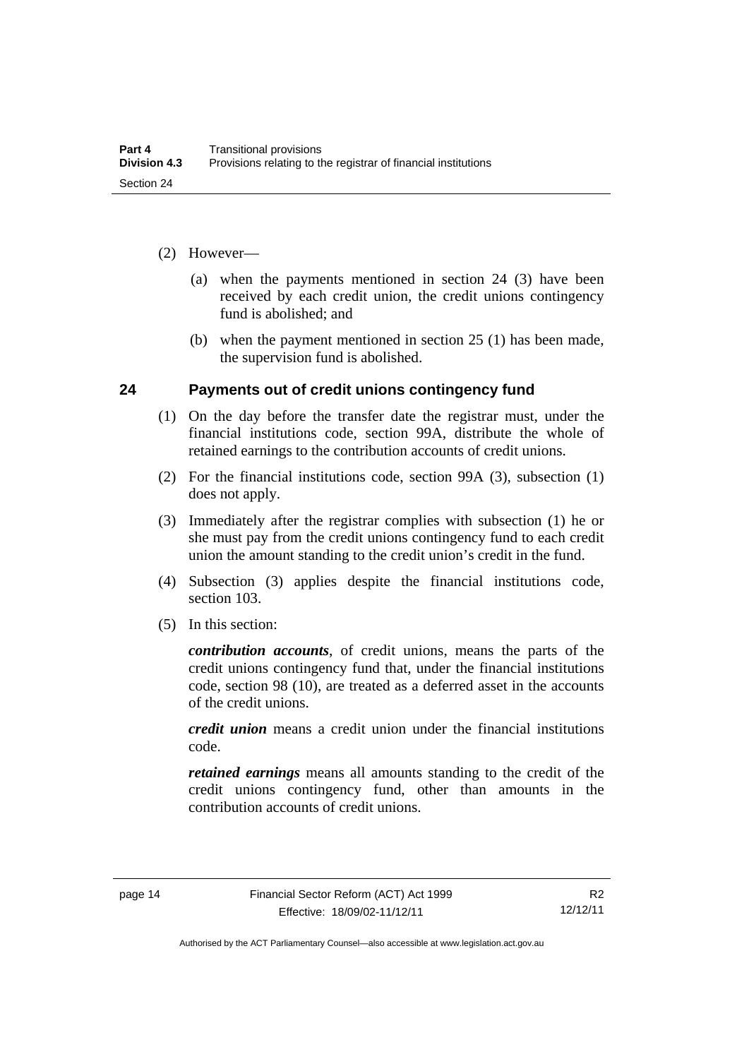(2) However—

(a) when the payments mentioned in section 24 (3) have been received by each credit union, the credit unions contingency fund is abolished; and

(b) when the payment mentioned in section 25 (1) has been made, the supervision fund is abolished.

## 24 Payments out of credit unions contingency fund

(1) On the day before the transfer date the registrar must, under the financial institutions code, section 99A, distribute the whole of retained earnings to the contribution accounts of credit unions.

(2) For the financial institutions code, section 99A (3), subsection (1) does not apply.

(3) Immediately after the registrar complies with subsection (1) he or she must pay from the credit unions contingency fund to each credit union the amount standing to the credit union's credit in the fund.

(4) Subsection (3) applies despite the financial institutions code, section 103.

(5) In this section:

***contribution accounts***, of credit unions, means the parts of the credit unions contingency fund that, under the financial institutions code, section 98 (10), are treated as a deferred asset in the accounts of the credit unions.

***credit union*** means a credit union under the financial institutions code.

***retained earnings*** means all amounts standing to the credit of the credit unions contingency fund, other than amounts in the contribution accounts of credit unions.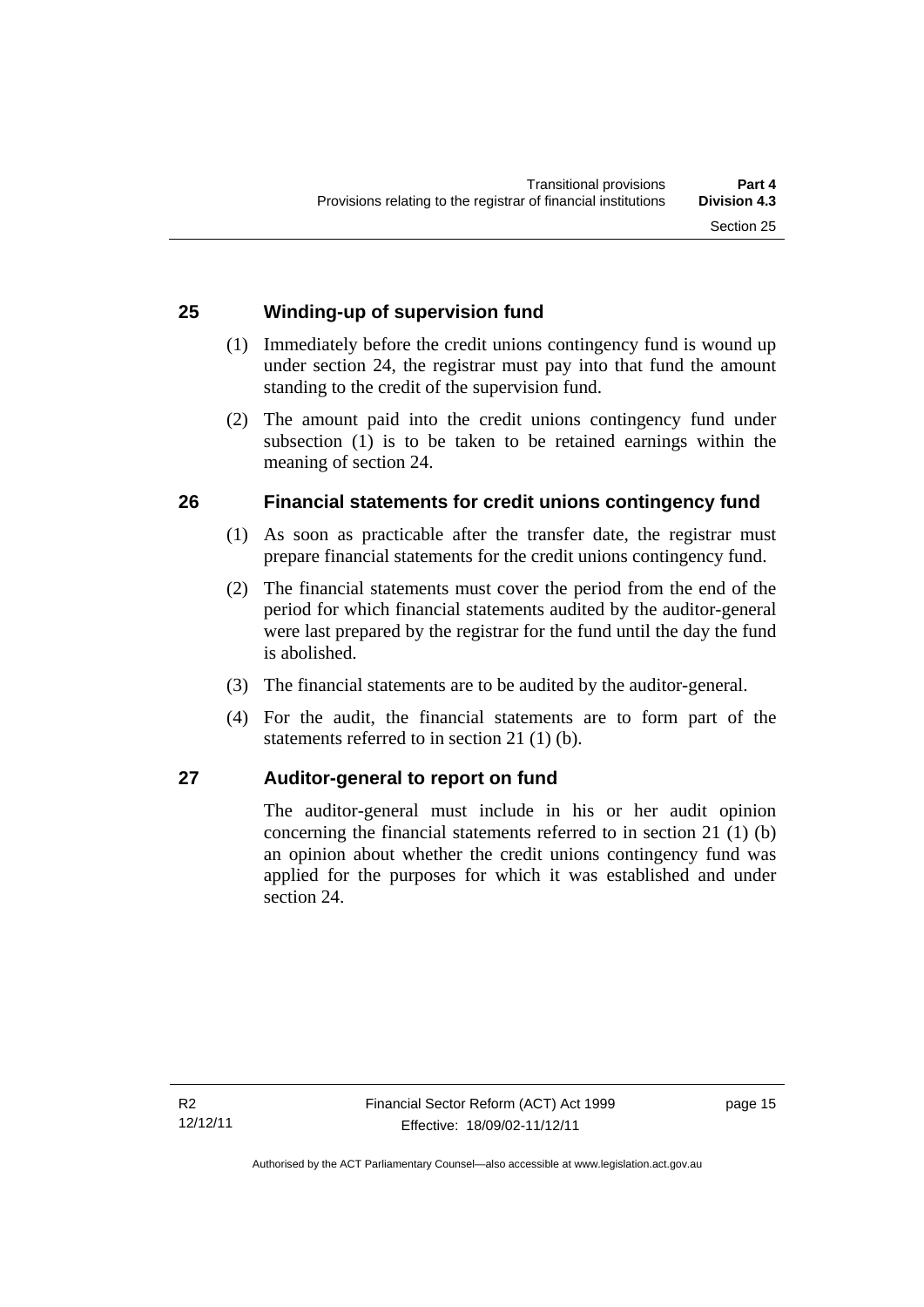### 25 Winding-up of supervision fund

(1) Immediately before the credit unions contingency fund is wound up under section 24, the registrar must pay into that fund the amount standing to the credit of the supervision fund.

(2) The amount paid into the credit unions contingency fund under subsection (1) is to be taken to be retained earnings within the meaning of section 24.

### 26 Financial statements for credit unions contingency fund

(1) As soon as practicable after the transfer date, the registrar must prepare financial statements for the credit unions contingency fund.

(2) The financial statements must cover the period from the end of the period for which financial statements audited by the auditor-general were last prepared by the registrar for the fund until the day the fund is abolished.

(3) The financial statements are to be audited by the auditor-general.

(4) For the audit, the financial statements are to form part of the statements referred to in section 21 (1) (b).

### 27 Auditor-general to report on fund

The auditor-general must include in his or her audit opinion concerning the financial statements referred to in section 21 (1) (b) an opinion about whether the credit unions contingency fund was applied for the purposes for which it was established and under section 24.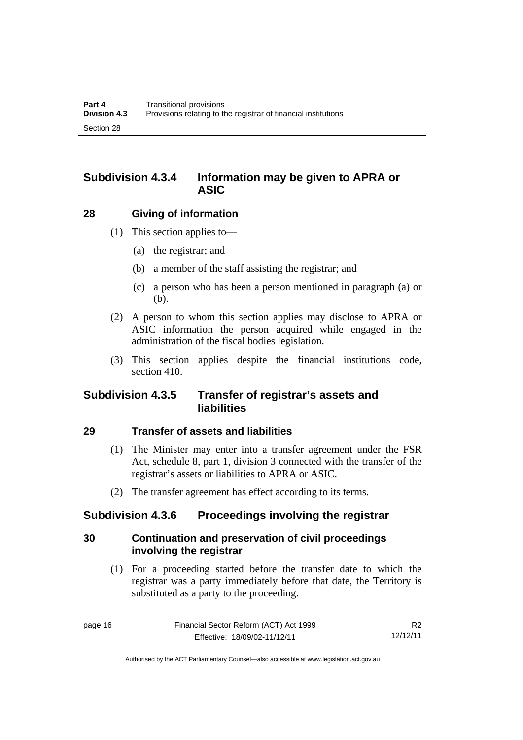## Subdivision 4.3.4 Information may be given to APRA or ASIC

### 28 Giving of information

(1) This section applies to—

(a) the registrar; and

(b) a member of the staff assisting the registrar; and

(c) a person who has been a person mentioned in paragraph (a) or (b).

(2) A person to whom this section applies may disclose to APRA or ASIC information the person acquired while engaged in the administration of the fiscal bodies legislation.

(3) This section applies despite the financial institutions code, section 410.

## Subdivision 4.3.5 Transfer of registrar's assets and liabilities

### 29 Transfer of assets and liabilities

(1) The Minister may enter into a transfer agreement under the FSR Act, schedule 8, part 1, division 3 connected with the transfer of the registrar's assets or liabilities to APRA or ASIC.

(2) The transfer agreement has effect according to its terms.

## Subdivision 4.3.6 Proceedings involving the registrar

### 30 Continuation and preservation of civil proceedings involving the registrar

(1) For a proceeding started before the transfer date to which the registrar was a party immediately before that date, the Territory is substituted as a party to the proceeding.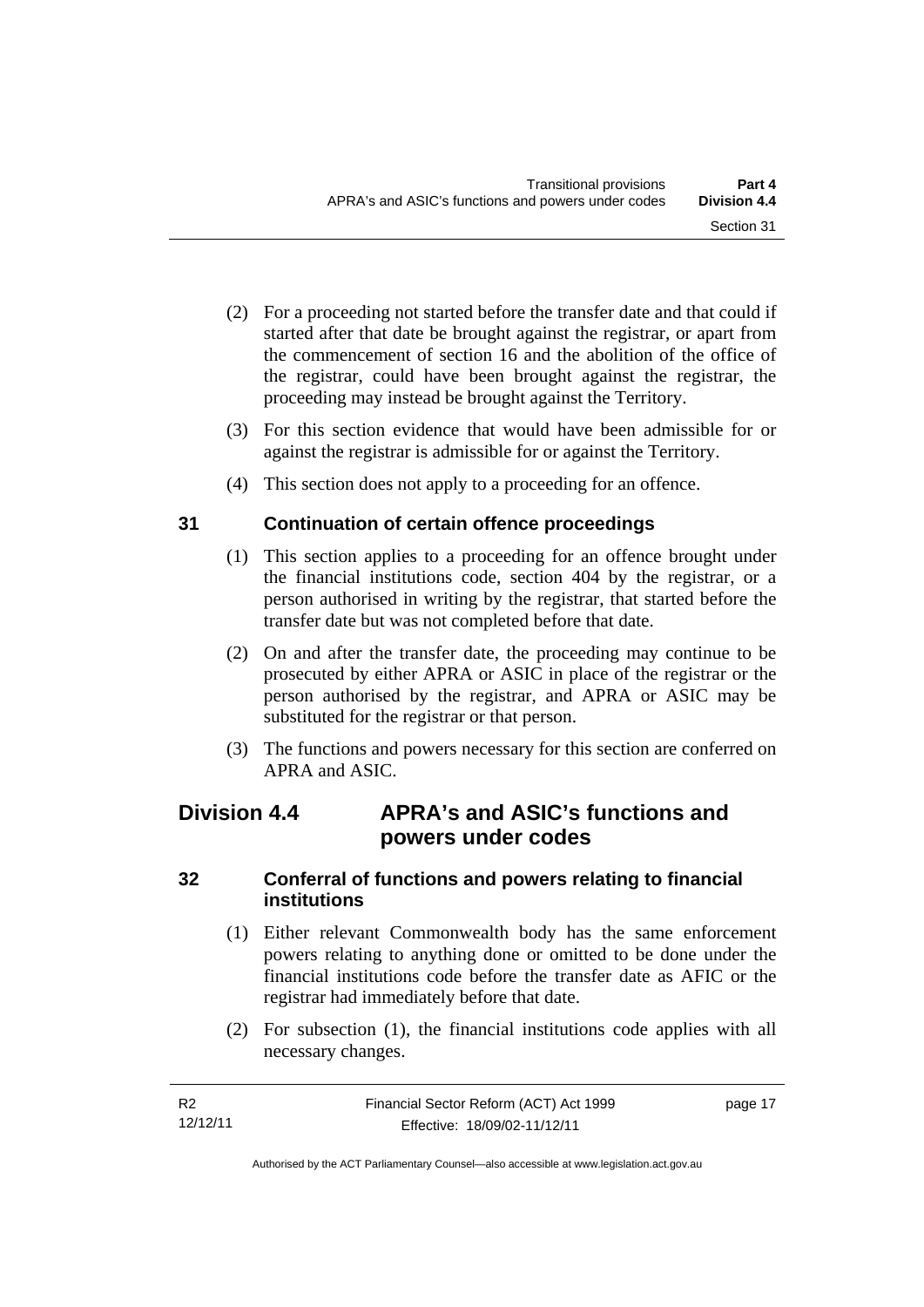(2) For a proceeding not started before the transfer date and that could if started after that date be brought against the registrar, or apart from the commencement of section 16 and the abolition of the office of the registrar, could have been brought against the registrar, the proceeding may instead be brought against the Territory.

(3) For this section evidence that would have been admissible for or against the registrar is admissible for or against the Territory.

(4) This section does not apply to a proceeding for an offence.

### 31 Continuation of certain offence proceedings

(1) This section applies to a proceeding for an offence brought under the financial institutions code, section 404 by the registrar, or a person authorised in writing by the registrar, that started before the transfer date but was not completed before that date.

(2) On and after the transfer date, the proceeding may continue to be prosecuted by either APRA or ASIC in place of the registrar or the person authorised by the registrar, and APRA or ASIC may be substituted for the registrar or that person.

(3) The functions and powers necessary for this section are conferred on APRA and ASIC.

## Division 4.4 APRA's and ASIC's functions and powers under codes

### 32 Conferral of functions and powers relating to financial institutions

(1) Either relevant Commonwealth body has the same enforcement powers relating to anything done or omitted to be done under the financial institutions code before the transfer date as AFIC or the registrar had immediately before that date.

(2) For subsection (1), the financial institutions code applies with all necessary changes.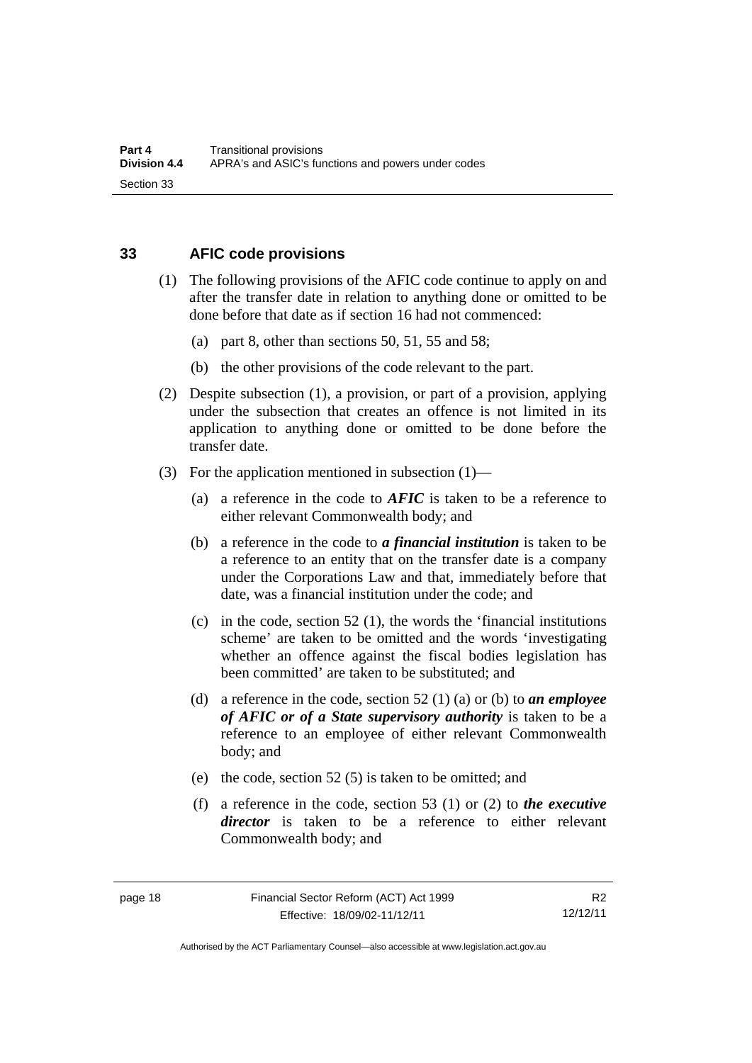## 33 AFIC code provisions

(1) The following provisions of the AFIC code continue to apply on and after the transfer date in relation to anything done or omitted to be done before that date as if section 16 had not commenced:

(a) part 8, other than sections 50, 51, 55 and 58;

(b) the other provisions of the code relevant to the part.

(2) Despite subsection (1), a provision, or part of a provision, applying under the subsection that creates an offence is not limited in its application to anything done or omitted to be done before the transfer date.

(3) For the application mentioned in subsection (1)—

(a) a reference in the code to ***AFIC*** is taken to be a reference to either relevant Commonwealth body; and

(b) a reference in the code to ***a financial institution*** is taken to be a reference to an entity that on the transfer date is a company under the Corporations Law and that, immediately before that date, was a financial institution under the code; and

(c) in the code, section 52 (1), the words the 'financial institutions scheme' are taken to be omitted and the words 'investigating whether an offence against the fiscal bodies legislation has been committed' are taken to be substituted; and

(d) a reference in the code, section 52 (1) (a) or (b) to ***an employee of AFIC or of a State supervisory authority*** is taken to be a reference to an employee of either relevant Commonwealth body; and

(e) the code, section 52 (5) is taken to be omitted; and

(f) a reference in the code, section 53 (1) or (2) to ***the executive director*** is taken to be a reference to either relevant Commonwealth body; and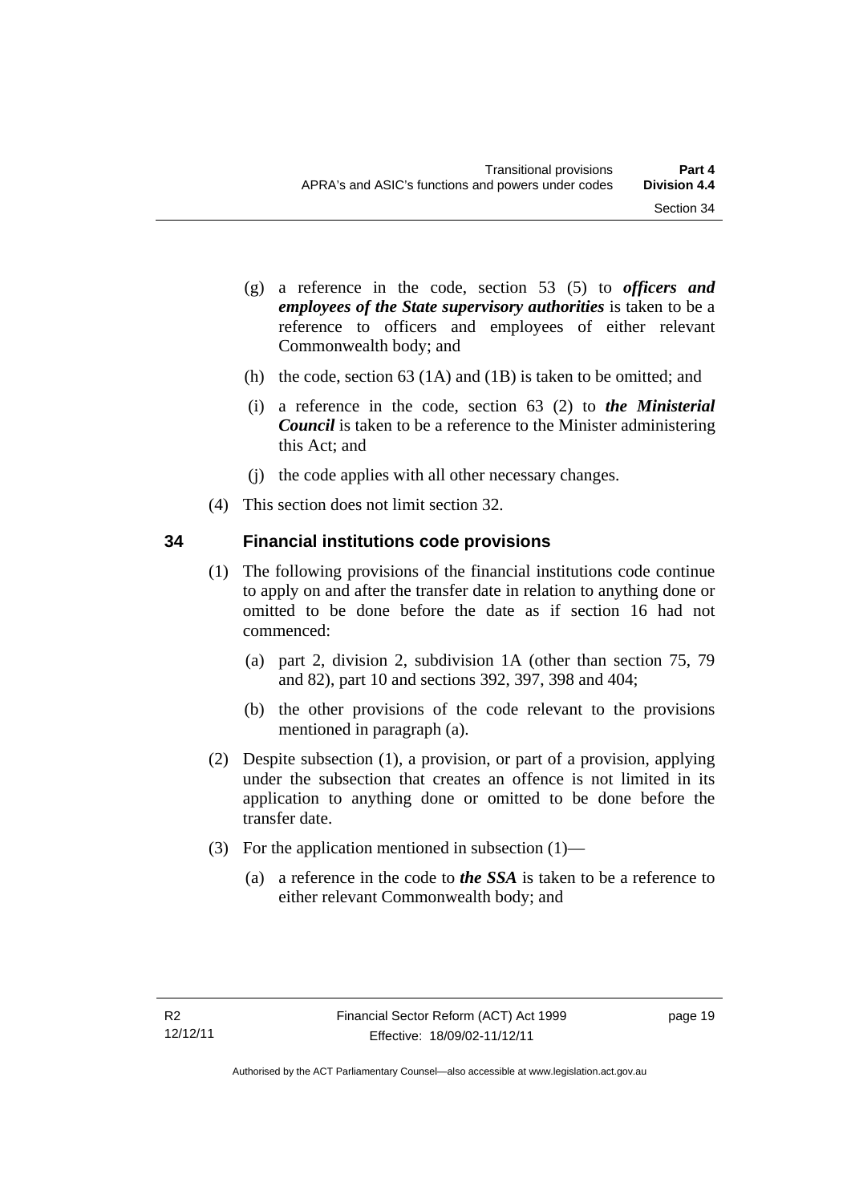(g) a reference in the code, section 53 (5) to ***officers and employees of the State supervisory authorities*** is taken to be a reference to officers and employees of either relevant Commonwealth body; and

(h) the code, section 63 (1A) and (1B) is taken to be omitted; and

(i) a reference in the code, section 63 (2) to ***the Ministerial Council*** is taken to be a reference to the Minister administering this Act; and

(j) the code applies with all other necessary changes.

(4) This section does not limit section 32.

## 34 Financial institutions code provisions

(1) The following provisions of the financial institutions code continue to apply on and after the transfer date in relation to anything done or omitted to be done before the date as if section 16 had not commenced:

(a) part 2, division 2, subdivision 1A (other than section 75, 79 and 82), part 10 and sections 392, 397, 398 and 404;

(b) the other provisions of the code relevant to the provisions mentioned in paragraph (a).

(2) Despite subsection (1), a provision, or part of a provision, applying under the subsection that creates an offence is not limited in its application to anything done or omitted to be done before the transfer date.

(3) For the application mentioned in subsection (1)—

(a) a reference in the code to ***the SSA*** is taken to be a reference to either relevant Commonwealth body; and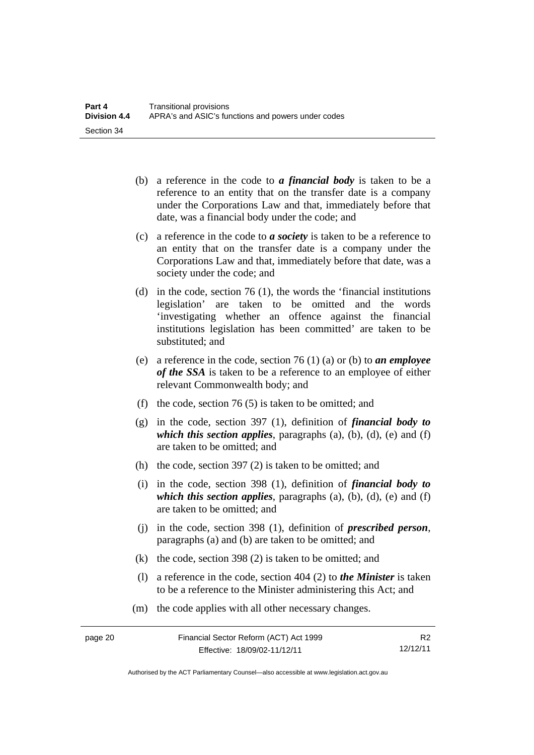(b) a reference in the code to ***a financial body*** is taken to be a reference to an entity that on the transfer date is a company under the Corporations Law and that, immediately before that date, was a financial body under the code; and

(c) a reference in the code to ***a society*** is taken to be a reference to an entity that on the transfer date is a company under the Corporations Law and that, immediately before that date, was a society under the code; and

(d) in the code, section 76 (1), the words the 'financial institutions legislation' are taken to be omitted and the words 'investigating whether an offence against the financial institutions legislation has been committed' are taken to be substituted; and

(e) a reference in the code, section 76 (1) (a) or (b) to ***an employee of the SSA*** is taken to be a reference to an employee of either relevant Commonwealth body; and

(f) the code, section 76 (5) is taken to be omitted; and

(g) in the code, section 397 (1), definition of ***financial body to which this section applies***, paragraphs (a), (b), (d), (e) and (f) are taken to be omitted; and

(h) the code, section 397 (2) is taken to be omitted; and

(i) in the code, section 398 (1), definition of ***financial body to which this section applies***, paragraphs (a), (b), (d), (e) and (f) are taken to be omitted; and

(j) in the code, section 398 (1), definition of ***prescribed person***, paragraphs (a) and (b) are taken to be omitted; and

(k) the code, section 398 (2) is taken to be omitted; and

(l) a reference in the code, section 404 (2) to ***the Minister*** is taken to be a reference to the Minister administering this Act; and

(m) the code applies with all other necessary changes.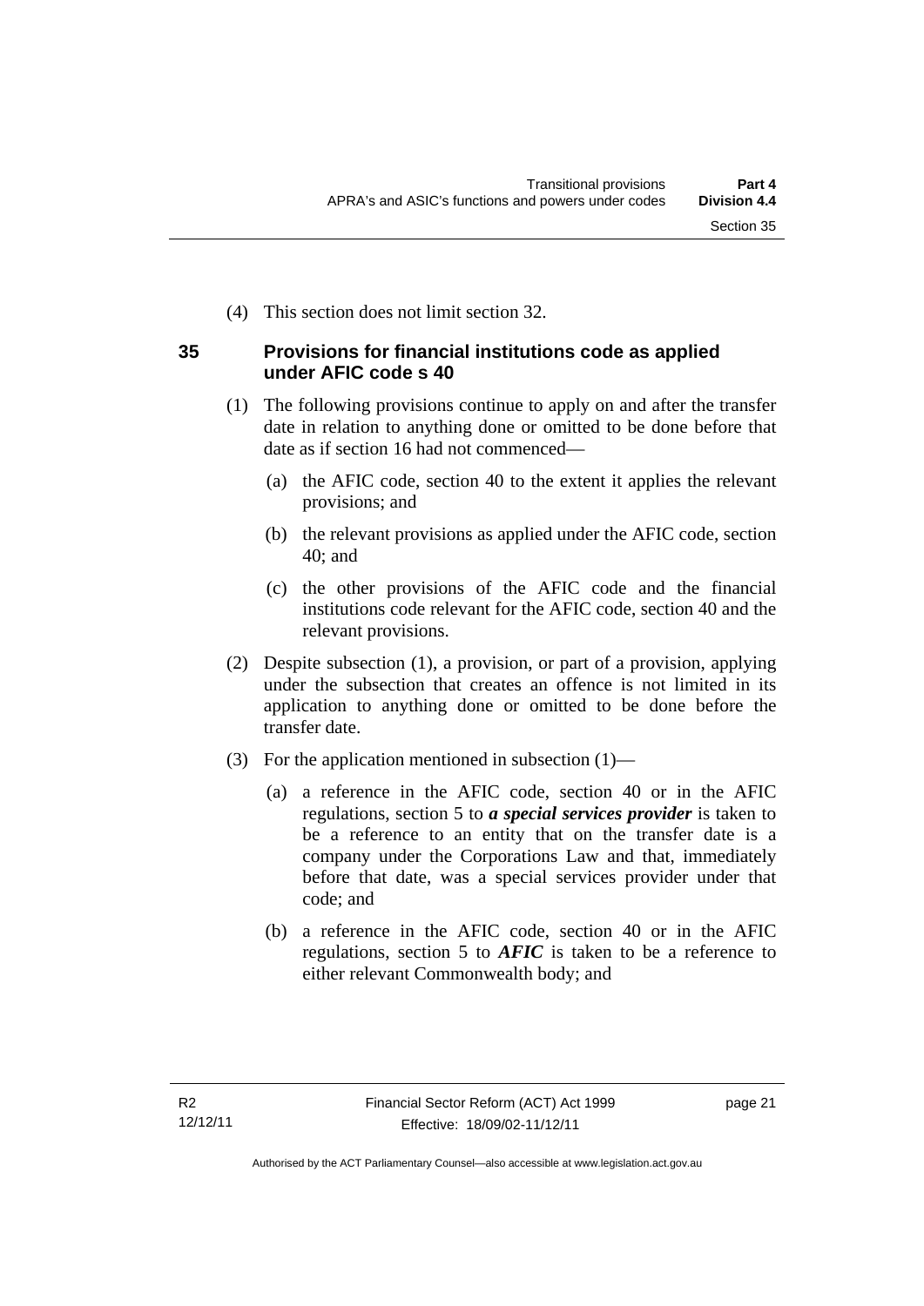(4) This section does not limit section 32.

## 35 Provisions for financial institutions code as applied under AFIC code s 40

(1) The following provisions continue to apply on and after the transfer date in relation to anything done or omitted to be done before that date as if section 16 had not commenced—

(a) the AFIC code, section 40 to the extent it applies the relevant provisions; and

(b) the relevant provisions as applied under the AFIC code, section 40; and

(c) the other provisions of the AFIC code and the financial institutions code relevant for the AFIC code, section 40 and the relevant provisions.

(2) Despite subsection (1), a provision, or part of a provision, applying under the subsection that creates an offence is not limited in its application to anything done or omitted to be done before the transfer date.

(3) For the application mentioned in subsection (1)—

(a) a reference in the AFIC code, section 40 or in the AFIC regulations, section 5 to ***a special services provider*** is taken to be a reference to an entity that on the transfer date is a company under the Corporations Law and that, immediately before that date, was a special services provider under that code; and

(b) a reference in the AFIC code, section 40 or in the AFIC regulations, section 5 to ***AFIC*** is taken to be a reference to either relevant Commonwealth body; and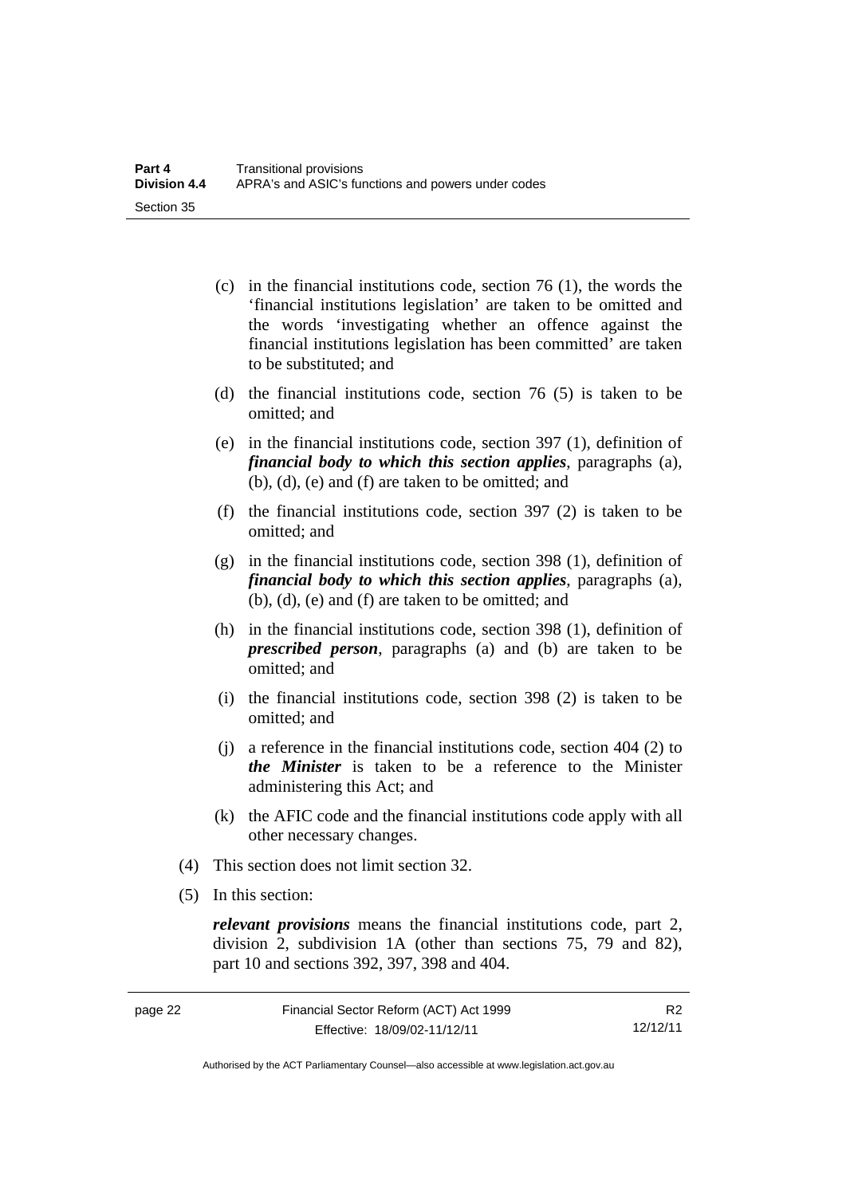(c) in the financial institutions code, section 76 (1), the words the 'financial institutions legislation' are taken to be omitted and the words 'investigating whether an offence against the financial institutions legislation has been committed' are taken to be substituted; and

(d) the financial institutions code, section 76 (5) is taken to be omitted; and

(e) in the financial institutions code, section 397 (1), definition of ***financial body to which this section applies***, paragraphs (a), (b), (d), (e) and (f) are taken to be omitted; and

(f) the financial institutions code, section 397 (2) is taken to be omitted; and

(g) in the financial institutions code, section 398 (1), definition of ***financial body to which this section applies***, paragraphs (a), (b), (d), (e) and (f) are taken to be omitted; and

(h) in the financial institutions code, section 398 (1), definition of ***prescribed person***, paragraphs (a) and (b) are taken to be omitted; and

(i) the financial institutions code, section 398 (2) is taken to be omitted; and

(j) a reference in the financial institutions code, section 404 (2) to ***the Minister*** is taken to be a reference to the Minister administering this Act; and

(k) the AFIC code and the financial institutions code apply with all other necessary changes.

(4) This section does not limit section 32.

(5) In this section:

***relevant provisions*** means the financial institutions code, part 2, division 2, subdivision 1A (other than sections 75, 79 and 82), part 10 and sections 392, 397, 398 and 404.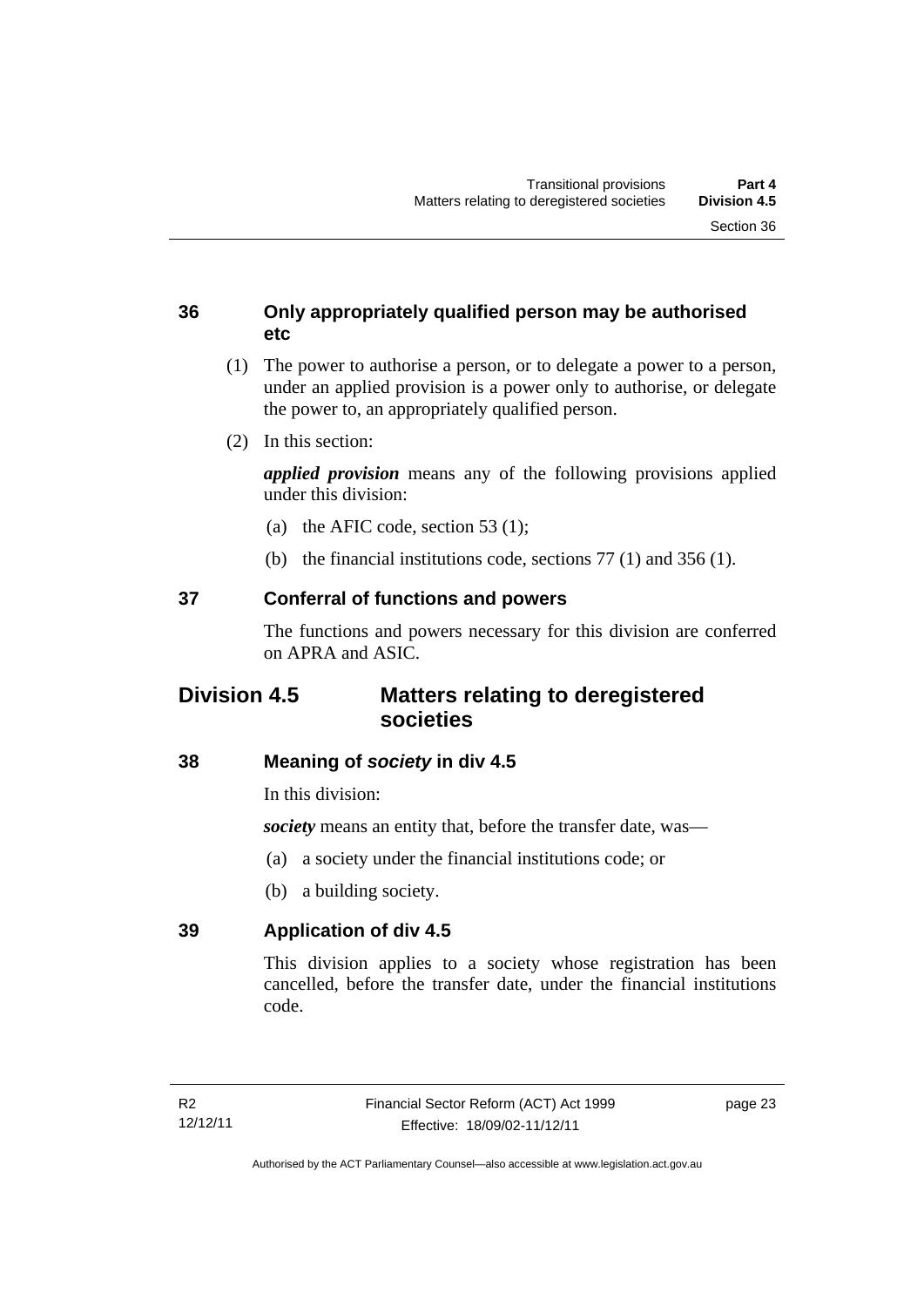### 36 Only appropriately qualified person may be authorised etc

(1) The power to authorise a person, or to delegate a power to a person, under an applied provision is a power only to authorise, or delegate the power to, an appropriately qualified person.

(2) In this section:

***applied provision*** means any of the following provisions applied under this division:

(a) the AFIC code, section 53 (1);

(b) the financial institutions code, sections 77 (1) and 356 (1).

### 37 Conferral of functions and powers

The functions and powers necessary for this division are conferred on APRA and ASIC.

## Division 4.5 Matters relating to deregistered societies

### 38 Meaning of *society* in div 4.5

In this division:

***society*** means an entity that, before the transfer date, was—

(a) a society under the financial institutions code; or

(b) a building society.

### 39 Application of div 4.5

This division applies to a society whose registration has been cancelled, before the transfer date, under the financial institutions code.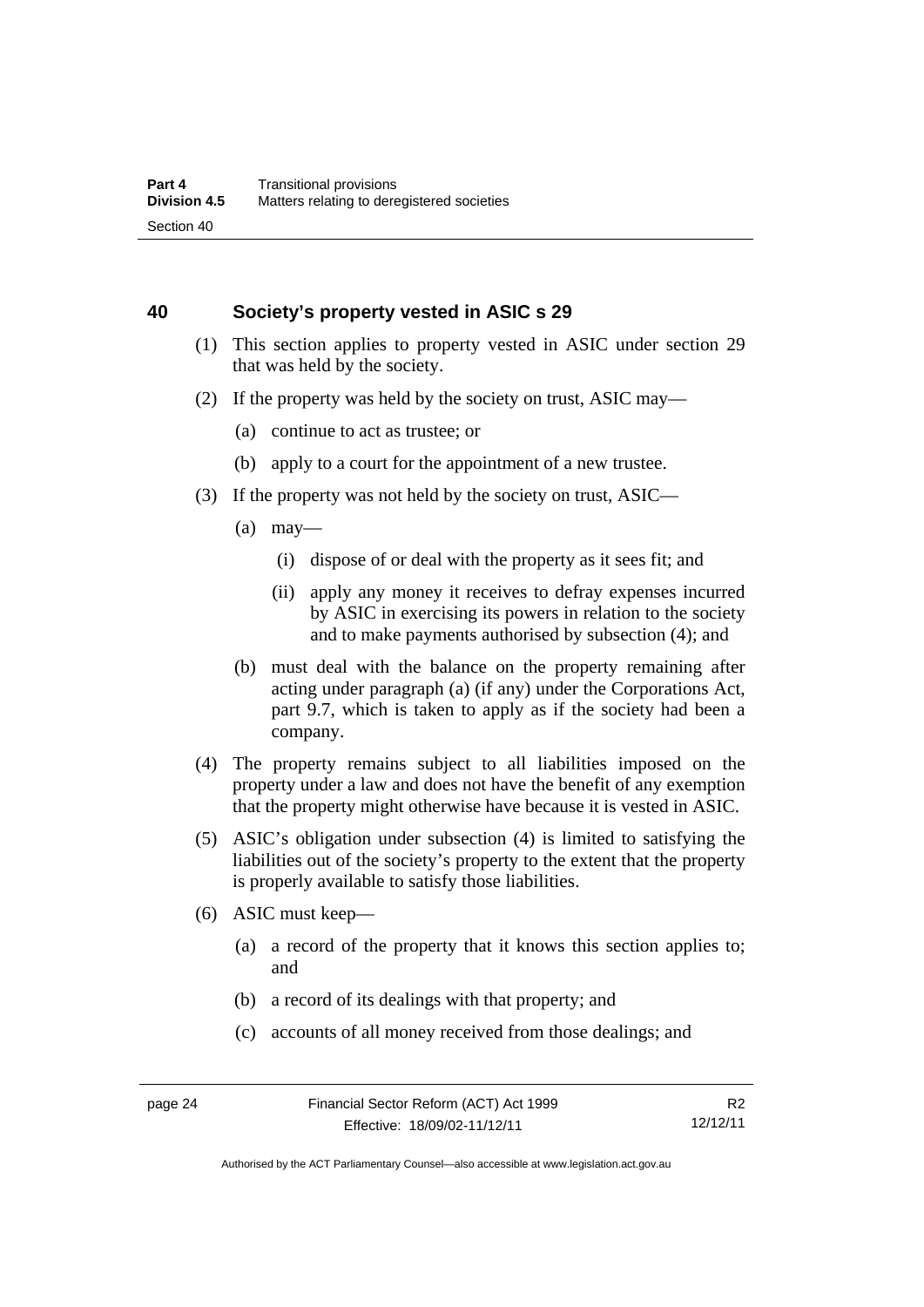## 40 Society's property vested in ASIC s 29

(1) This section applies to property vested in ASIC under section 29 that was held by the society.

(2) If the property was held by the society on trust, ASIC may—

 (a) continue to act as trustee; or

 (b) apply to a court for the appointment of a new trustee.

(3) If the property was not held by the society on trust, ASIC—

 (a) may—

  (i) dispose of or deal with the property as it sees fit; and

  (ii) apply any money it receives to defray expenses incurred by ASIC in exercising its powers in relation to the society and to make payments authorised by subsection (4); and

 (b) must deal with the balance on the property remaining after acting under paragraph (a) (if any) under the Corporations Act, part 9.7, which is taken to apply as if the society had been a company.

(4) The property remains subject to all liabilities imposed on the property under a law and does not have the benefit of any exemption that the property might otherwise have because it is vested in ASIC.

(5) ASIC's obligation under subsection (4) is limited to satisfying the liabilities out of the society's property to the extent that the property is properly available to satisfy those liabilities.

(6) ASIC must keep—

 (a) a record of the property that it knows this section applies to; and

 (b) a record of its dealings with that property; and

 (c) accounts of all money received from those dealings; and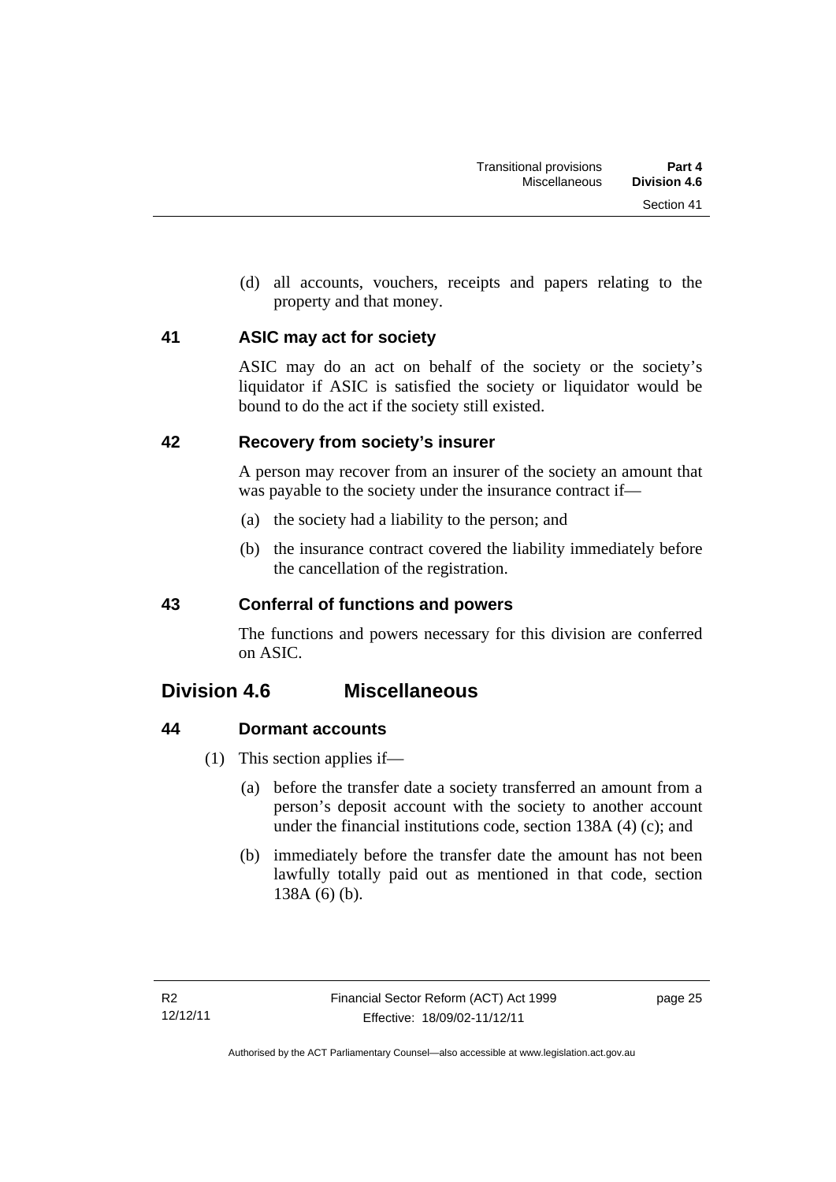(d) all accounts, vouchers, receipts and papers relating to the property and that money.

### 41 ASIC may act for society

ASIC may do an act on behalf of the society or the society's liquidator if ASIC is satisfied the society or liquidator would be bound to do the act if the society still existed.

### 42 Recovery from society's insurer

A person may recover from an insurer of the society an amount that was payable to the society under the insurance contract if—

(a) the society had a liability to the person; and

(b) the insurance contract covered the liability immediately before the cancellation of the registration.

### 43 Conferral of functions and powers

The functions and powers necessary for this division are conferred on ASIC.

## Division 4.6 Miscellaneous

### 44 Dormant accounts

(1) This section applies if—

(a) before the transfer date a society transferred an amount from a person's deposit account with the society to another account under the financial institutions code, section 138A (4) (c); and

(b) immediately before the transfer date the amount has not been lawfully totally paid out as mentioned in that code, section 138A (6) (b).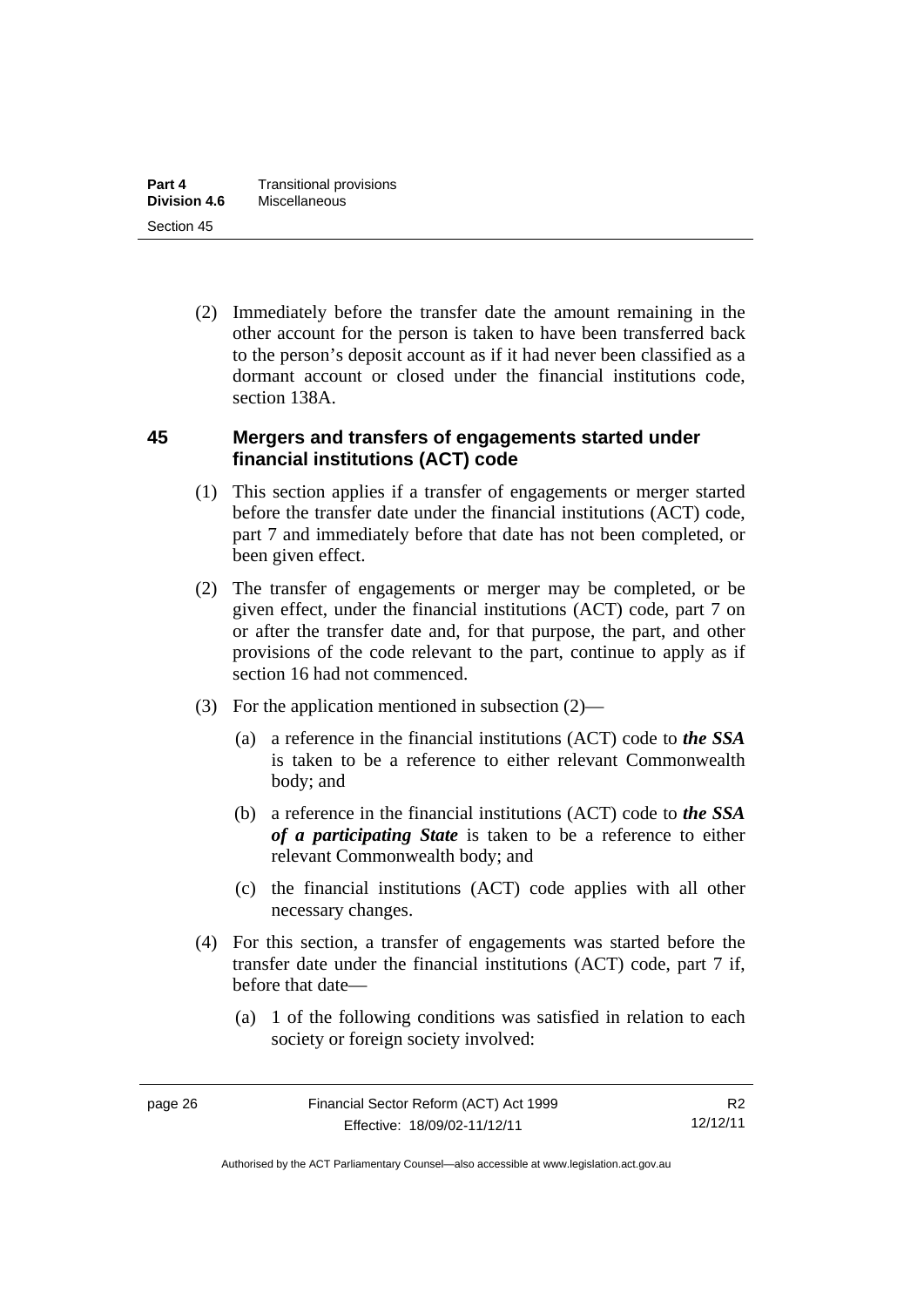(2) Immediately before the transfer date the amount remaining in the other account for the person is taken to have been transferred back to the person's deposit account as if it had never been classified as a dormant account or closed under the financial institutions code, section 138A.

## 45 Mergers and transfers of engagements started under financial institutions (ACT) code

(1) This section applies if a transfer of engagements or merger started before the transfer date under the financial institutions (ACT) code, part 7 and immediately before that date has not been completed, or been given effect.

(2) The transfer of engagements or merger may be completed, or be given effect, under the financial institutions (ACT) code, part 7 on or after the transfer date and, for that purpose, the part, and other provisions of the code relevant to the part, continue to apply as if section 16 had not commenced.

(3) For the application mentioned in subsection (2)—

(a) a reference in the financial institutions (ACT) code to ***the SSA*** is taken to be a reference to either relevant Commonwealth body; and

(b) a reference in the financial institutions (ACT) code to ***the SSA of a participating State*** is taken to be a reference to either relevant Commonwealth body; and

(c) the financial institutions (ACT) code applies with all other necessary changes.

(4) For this section, a transfer of engagements was started before the transfer date under the financial institutions (ACT) code, part 7 if, before that date—

(a) 1 of the following conditions was satisfied in relation to each society or foreign society involved: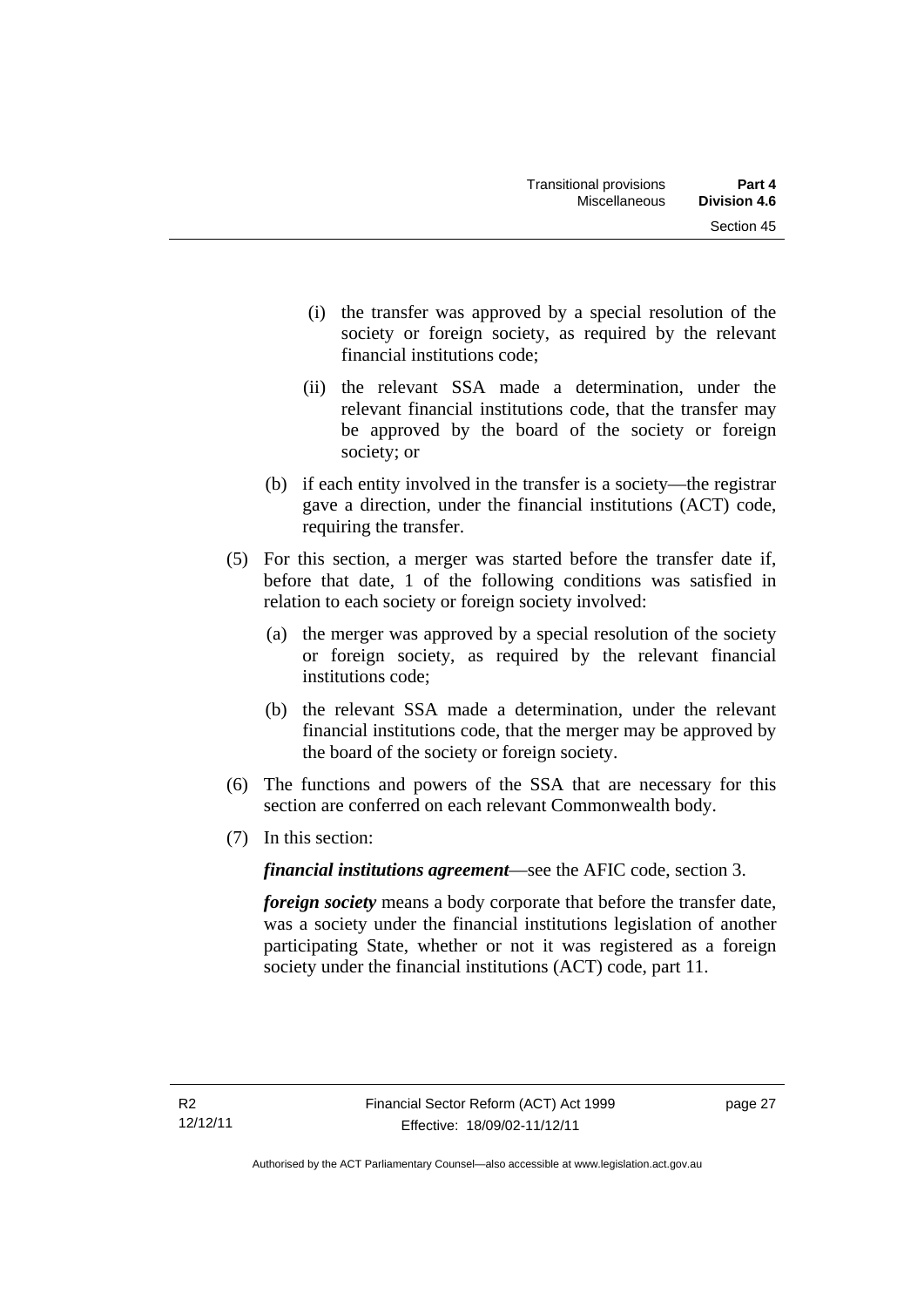(i) the transfer was approved by a special resolution of the society or foreign society, as required by the relevant financial institutions code;

(ii) the relevant SSA made a determination, under the relevant financial institutions code, that the transfer may be approved by the board of the society or foreign society; or

(b) if each entity involved in the transfer is a society—the registrar gave a direction, under the financial institutions (ACT) code, requiring the transfer.

(5) For this section, a merger was started before the transfer date if, before that date, 1 of the following conditions was satisfied in relation to each society or foreign society involved:

(a) the merger was approved by a special resolution of the society or foreign society, as required by the relevant financial institutions code;

(b) the relevant SSA made a determination, under the relevant financial institutions code, that the merger may be approved by the board of the society or foreign society.

(6) The functions and powers of the SSA that are necessary for this section are conferred on each relevant Commonwealth body.

(7) In this section:

***financial institutions agreement***—see the AFIC code, section 3.

***foreign society*** means a body corporate that before the transfer date, was a society under the financial institutions legislation of another participating State, whether or not it was registered as a foreign society under the financial institutions (ACT) code, part 11.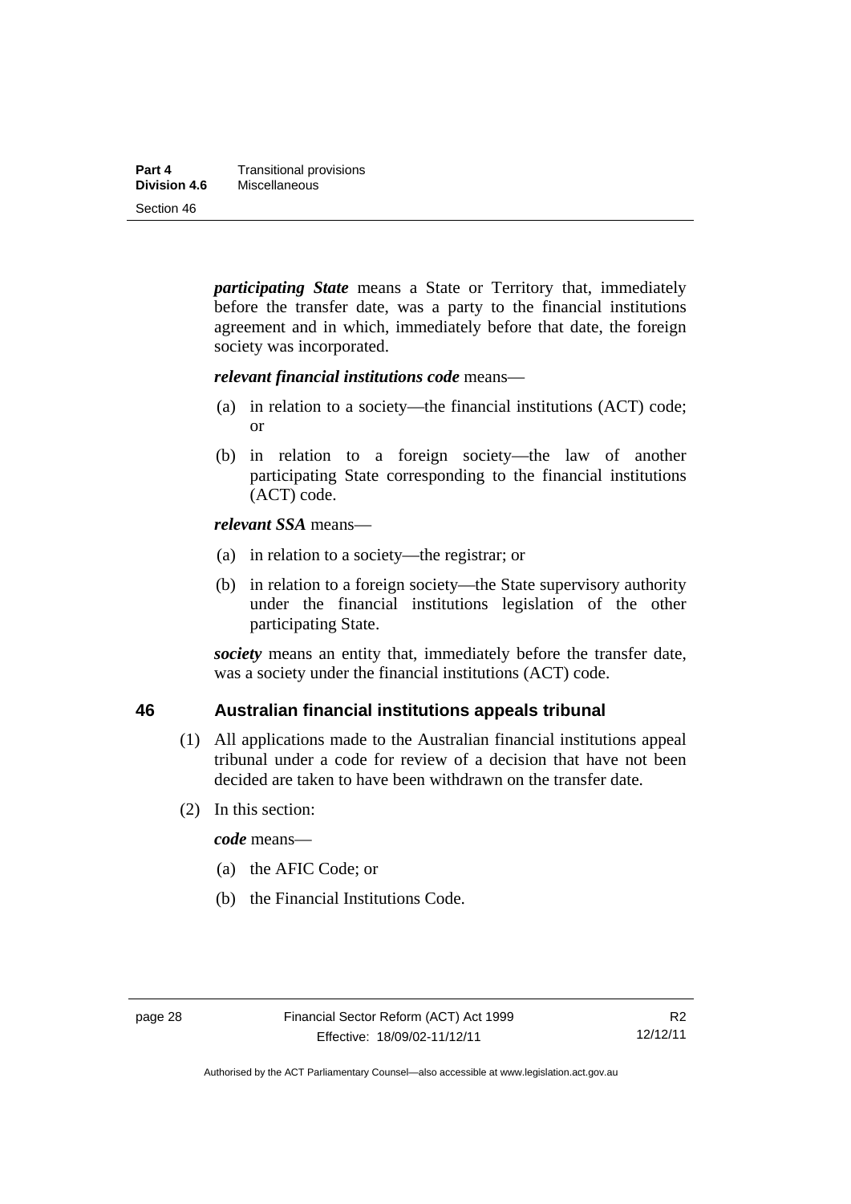***participating State*** means a State or Territory that, immediately before the transfer date, was a party to the financial institutions agreement and in which, immediately before that date, the foreign society was incorporated.

***relevant financial institutions code*** means—

(a) in relation to a society—the financial institutions (ACT) code; or

(b) in relation to a foreign society—the law of another participating State corresponding to the financial institutions (ACT) code.

***relevant SSA*** means—

(a) in relation to a society—the registrar; or

(b) in relation to a foreign society—the State supervisory authority under the financial institutions legislation of the other participating State.

***society*** means an entity that, immediately before the transfer date, was a society under the financial institutions (ACT) code.

## 46 Australian financial institutions appeals tribunal

(1) All applications made to the Australian financial institutions appeal tribunal under a code for review of a decision that have not been decided are taken to have been withdrawn on the transfer date.

(2) In this section:

***code*** means—

(a) the AFIC Code; or

(b) the Financial Institutions Code.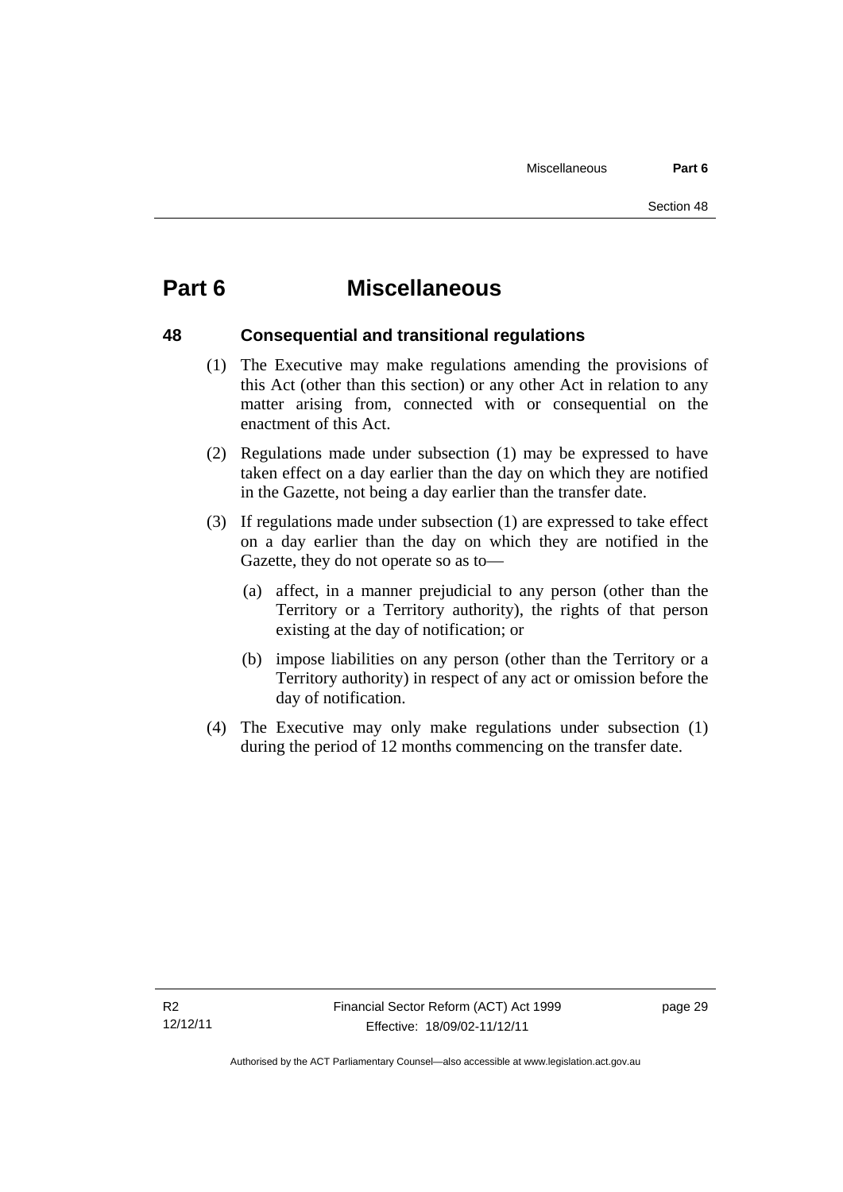# Part 6 Miscellaneous

## 48 Consequential and transitional regulations

(1) The Executive may make regulations amending the provisions of this Act (other than this section) or any other Act in relation to any matter arising from, connected with or consequential on the enactment of this Act.

(2) Regulations made under subsection (1) may be expressed to have taken effect on a day earlier than the day on which they are notified in the Gazette, not being a day earlier than the transfer date.

(3) If regulations made under subsection (1) are expressed to take effect on a day earlier than the day on which they are notified in the Gazette, they do not operate so as to—

(a) affect, in a manner prejudicial to any person (other than the Territory or a Territory authority), the rights of that person existing at the day of notification; or

(b) impose liabilities on any person (other than the Territory or a Territory authority) in respect of any act or omission before the day of notification.

(4) The Executive may only make regulations under subsection (1) during the period of 12 months commencing on the transfer date.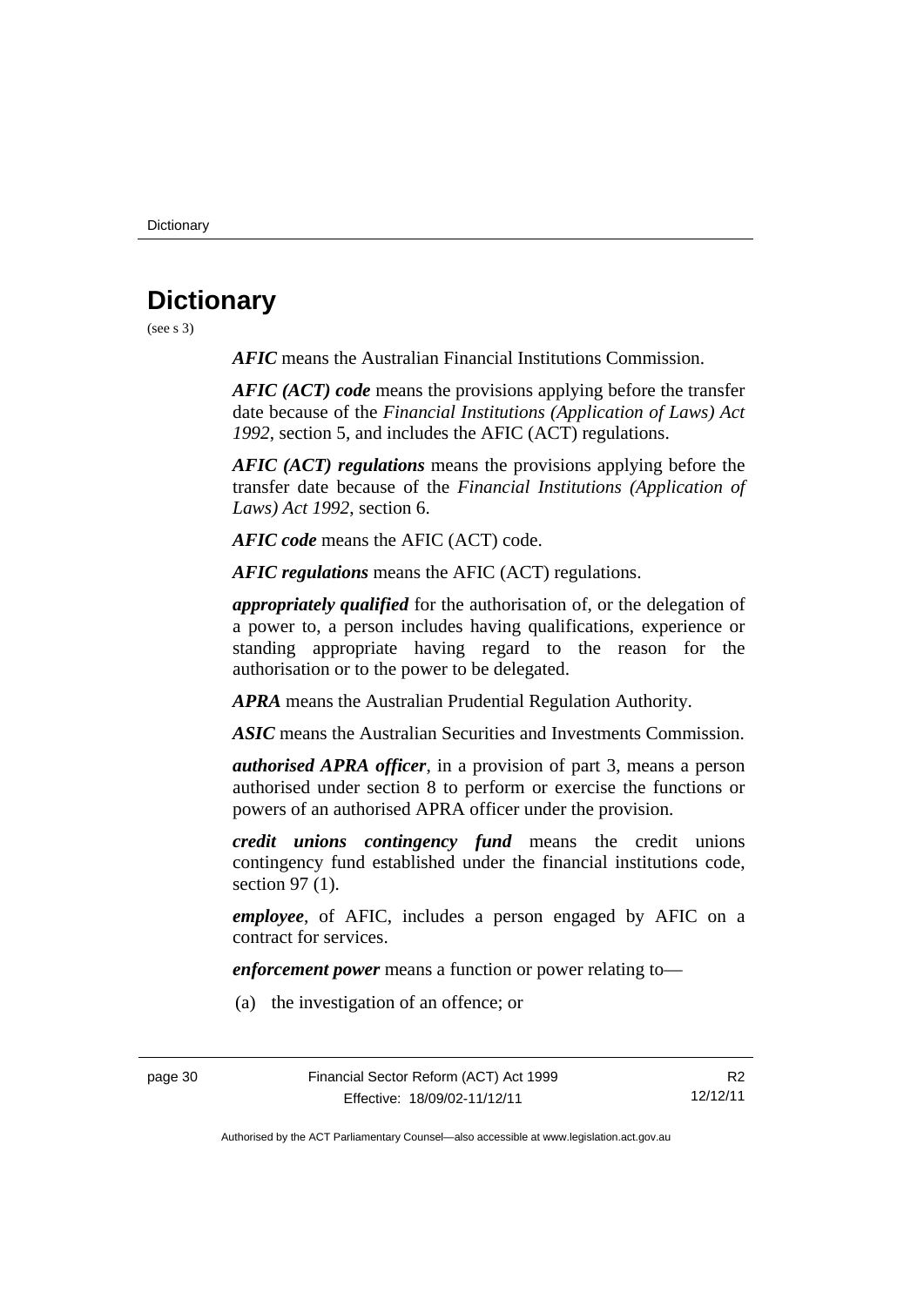# Dictionary

(see s 3)

***AFIC*** means the Australian Financial Institutions Commission.

***AFIC (ACT) code*** means the provisions applying before the transfer date because of the *Financial Institutions (Application of Laws) Act 1992*, section 5, and includes the AFIC (ACT) regulations.

***AFIC (ACT) regulations*** means the provisions applying before the transfer date because of the *Financial Institutions (Application of Laws) Act 1992*, section 6.

***AFIC code*** means the AFIC (ACT) code.

***AFIC regulations*** means the AFIC (ACT) regulations.

***appropriately qualified*** for the authorisation of, or the delegation of a power to, a person includes having qualifications, experience or standing appropriate having regard to the reason for the authorisation or to the power to be delegated.

***APRA*** means the Australian Prudential Regulation Authority.

***ASIC*** means the Australian Securities and Investments Commission.

***authorised APRA officer***, in a provision of part 3, means a person authorised under section 8 to perform or exercise the functions or powers of an authorised APRA officer under the provision.

***credit unions contingency fund*** means the credit unions contingency fund established under the financial institutions code, section 97 (1).

***employee***, of AFIC, includes a person engaged by AFIC on a contract for services.

***enforcement power*** means a function or power relating to—

(a) the investigation of an offence; or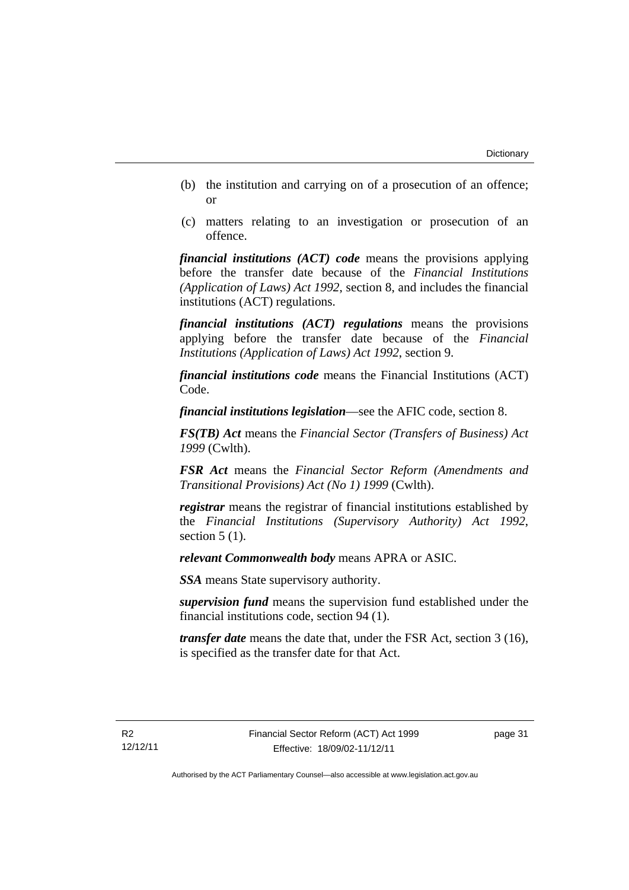(b) the institution and carrying on of a prosecution of an offence; or

(c) matters relating to an investigation or prosecution of an offence.

***financial institutions (ACT) code*** means the provisions applying before the transfer date because of the *Financial Institutions (Application of Laws) Act 1992*, section 8, and includes the financial institutions (ACT) regulations.

***financial institutions (ACT) regulations*** means the provisions applying before the transfer date because of the *Financial Institutions (Application of Laws) Act 1992*, section 9.

***financial institutions code*** means the Financial Institutions (ACT) Code.

***financial institutions legislation***—see the AFIC code, section 8.

***FS(TB) Act*** means the *Financial Sector (Transfers of Business) Act 1999* (Cwlth).

***FSR Act*** means the *Financial Sector Reform (Amendments and Transitional Provisions) Act (No 1) 1999* (Cwlth).

***registrar*** means the registrar of financial institutions established by the *Financial Institutions (Supervisory Authority) Act 1992*, section 5 (1).

***relevant Commonwealth body*** means APRA or ASIC.

***SSA*** means State supervisory authority.

***supervision fund*** means the supervision fund established under the financial institutions code, section 94 (1).

***transfer date*** means the date that, under the FSR Act, section 3 (16), is specified as the transfer date for that Act.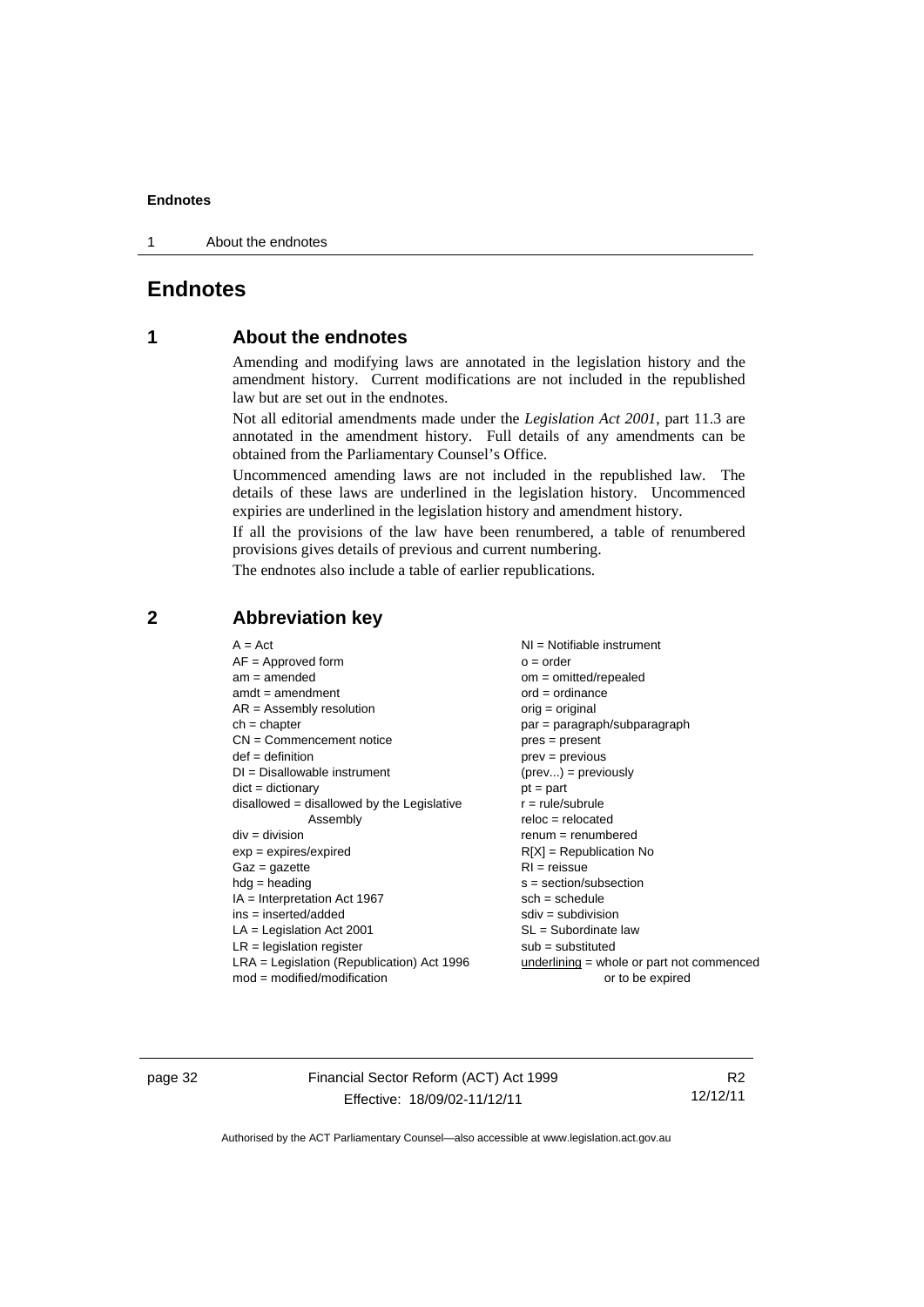# Endnotes

## 1 About the endnotes

Amending and modifying laws are annotated in the legislation history and the amendment history. Current modifications are not included in the republished law but are set out in the endnotes.

Not all editorial amendments made under the *Legislation Act 2001*, part 11.3 are annotated in the amendment history. Full details of any amendments can be obtained from the Parliamentary Counsel's Office.

Uncommenced amending laws are not included in the republished law. The details of these laws are underlined in the legislation history. Uncommenced expiries are underlined in the legislation history and amendment history.

If all the provisions of the law have been renumbered, a table of renumbered provisions gives details of previous and current numbering.

The endnotes also include a table of earlier republications.

## 2 Abbreviation key

A = Act
AF = Approved form
am = amended
amdt = amendment
AR = Assembly resolution
ch = chapter
CN = Commencement notice
def = definition
DI = Disallowable instrument
dict = dictionary
disallowed = disallowed by the Legislative Assembly
div = division
exp = expires/expired
Gaz = gazette
hdg = heading
IA = Interpretation Act 1967
ins = inserted/added
LA = Legislation Act 2001
LR = legislation register
LRA = Legislation (Republication) Act 1996
mod = modified/modification
NI = Notifiable instrument
o = order
om = omitted/repealed
ord = ordinance
orig = original
par = paragraph/subparagraph
pres = present
prev = previous
(prev...) = previously
pt = part
r = rule/subrule
reloc = relocated
renum = renumbered
R[X] = Republication No
RI = reissue
s = section/subsection
sch = schedule
sdiv = subdivision
SL = Subordinate law
sub = substituted
underlining = whole or part not commenced or to be expired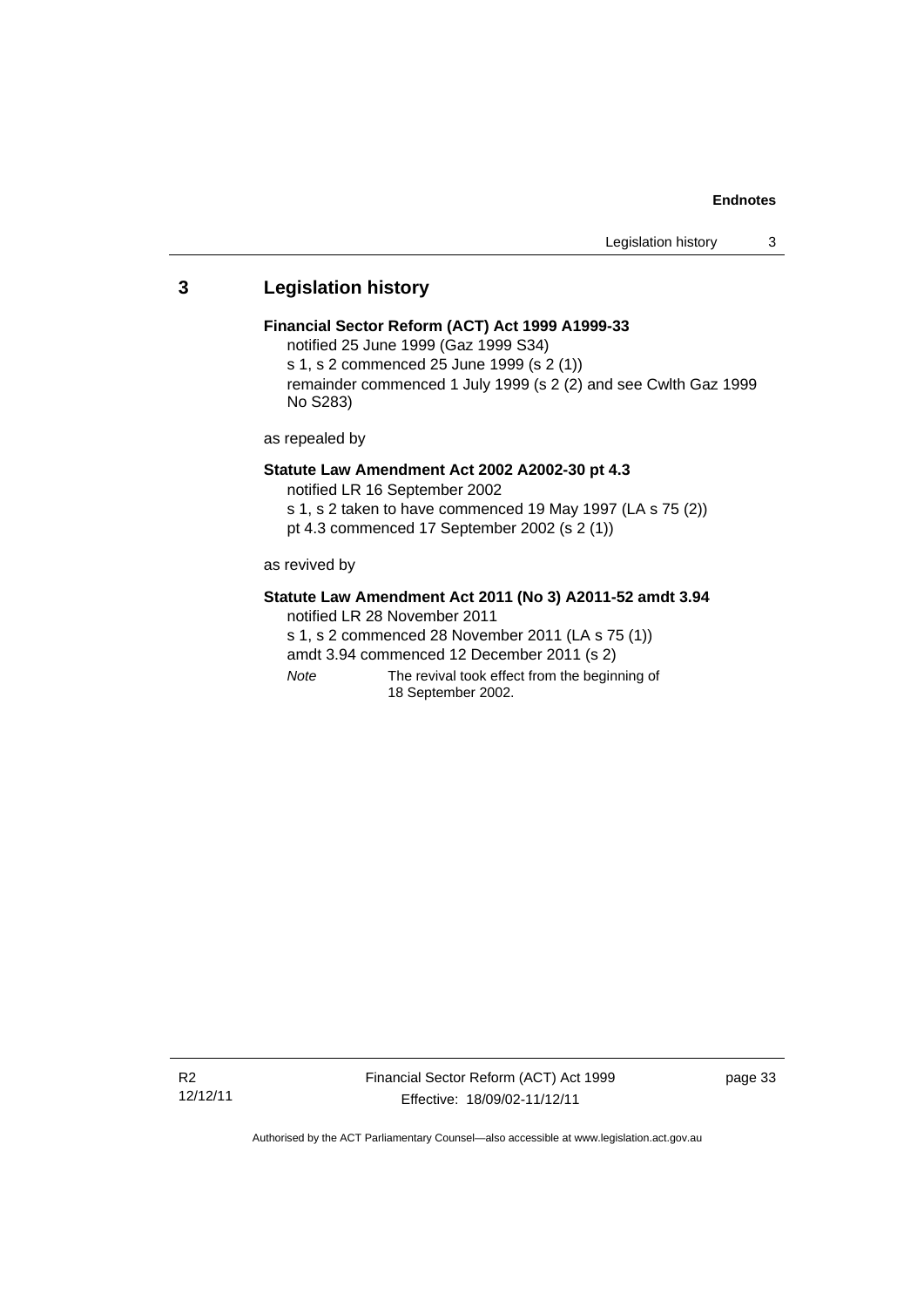## 3 Legislation history

**Financial Sector Reform (ACT) Act 1999 A1999-33**

notified 25 June 1999 (Gaz 1999 S34)

s 1, s 2 commenced 25 June 1999 (s 2 (1))

remainder commenced 1 July 1999 (s 2 (2) and see Cwlth Gaz 1999 No S283)

as repealed by

**Statute Law Amendment Act 2002 A2002-30 pt 4.3**

notified LR 16 September 2002

s 1, s 2 taken to have commenced 19 May 1997 (LA s 75 (2))

pt 4.3 commenced 17 September 2002 (s 2 (1))

as revived by

**Statute Law Amendment Act 2011 (No 3) A2011-52 amdt 3.94**

notified LR 28 November 2011

s 1, s 2 commenced 28 November 2011 (LA s 75 (1))

amdt 3.94 commenced 12 December 2011 (s 2)

*Note* The revival took effect from the beginning of 18 September 2002.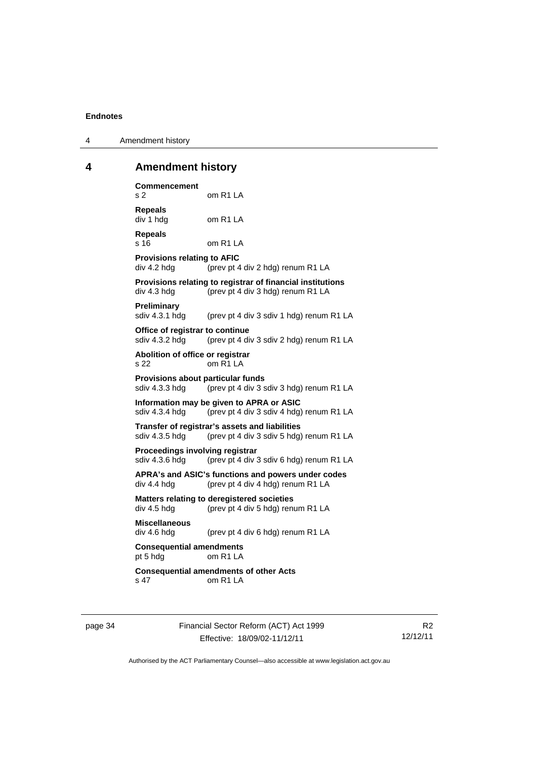# 4 Amendment history

**Commencement**
s 2 om R1 LA

**Repeals**
div 1 hdg om R1 LA

**Repeals**
s 16 om R1 LA

**Provisions relating to AFIC**
div 4.2 hdg (prev pt 4 div 2 hdg) renum R1 LA

**Provisions relating to registrar of financial institutions**
div 4.3 hdg (prev pt 4 div 3 hdg) renum R1 LA

**Preliminary**
sdiv 4.3.1 hdg (prev pt 4 div 3 sdiv 1 hdg) renum R1 LA

**Office of registrar to continue**
sdiv 4.3.2 hdg (prev pt 4 div 3 sdiv 2 hdg) renum R1 LA

**Abolition of office or registrar**
s 22 om R1 LA

**Provisions about particular funds**
sdiv 4.3.3 hdg (prev pt 4 div 3 sdiv 3 hdg) renum R1 LA

**Information may be given to APRA or ASIC**
sdiv 4.3.4 hdg (prev pt 4 div 3 sdiv 4 hdg) renum R1 LA

**Transfer of registrar's assets and liabilities**
sdiv 4.3.5 hdg (prev pt 4 div 3 sdiv 5 hdg) renum R1 LA

**Proceedings involving registrar**
sdiv 4.3.6 hdg (prev pt 4 div 3 sdiv 6 hdg) renum R1 LA

**APRA's and ASIC's functions and powers under codes**
div 4.4 hdg (prev pt 4 div 4 hdg) renum R1 LA

**Matters relating to deregistered societies**
div 4.5 hdg (prev pt 4 div 5 hdg) renum R1 LA

**Miscellaneous**
div 4.6 hdg (prev pt 4 div 6 hdg) renum R1 LA

**Consequential amendments**
pt 5 hdg om R1 LA

**Consequential amendments of other Acts**
s 47 om R1 LA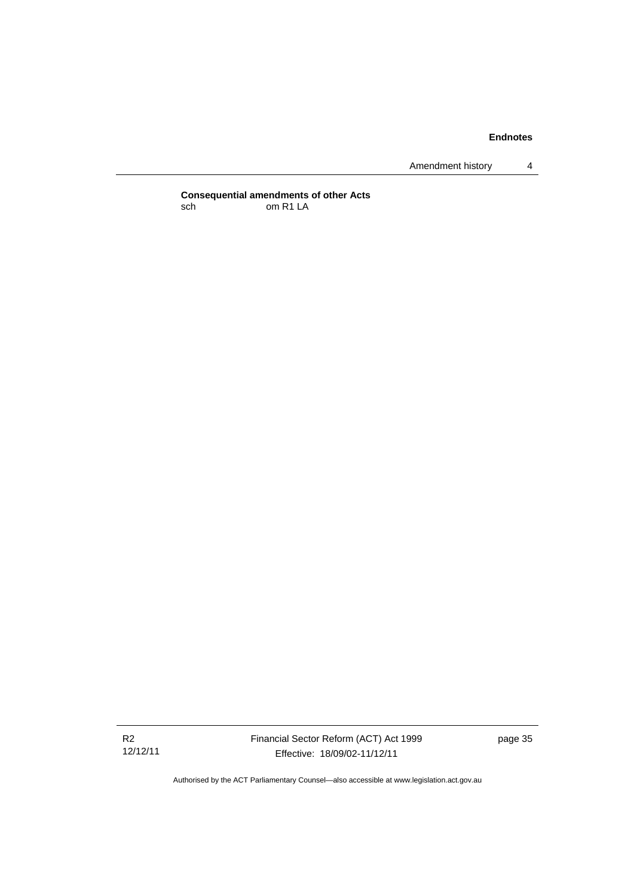**Consequential amendments of other Acts**

sch om R1 LA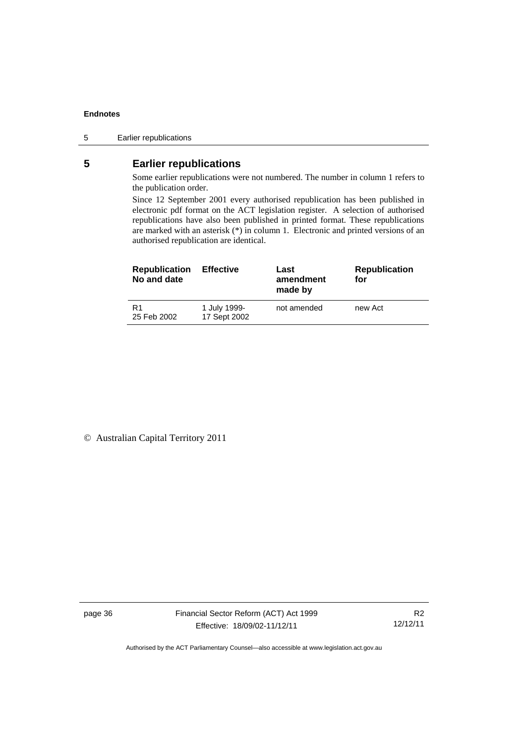## 5 Earlier republications

Some earlier republications were not numbered. The number in column 1 refers to the publication order.

Since 12 September 2001 every authorised republication has been published in electronic pdf format on the ACT legislation register. A selection of authorised republications have also been published in printed format. These republications are marked with an asterisk (*) in column 1. Electronic and printed versions of an authorised republication are identical.

| Republication No and date | Effective | Last amendment made by | Republication for |
|---|---|---|---|
| R1<br>25 Feb 2002 | 1 July 1999-<br>17 Sept 2002 | not amended | new Act |

© Australian Capital Territory 2011